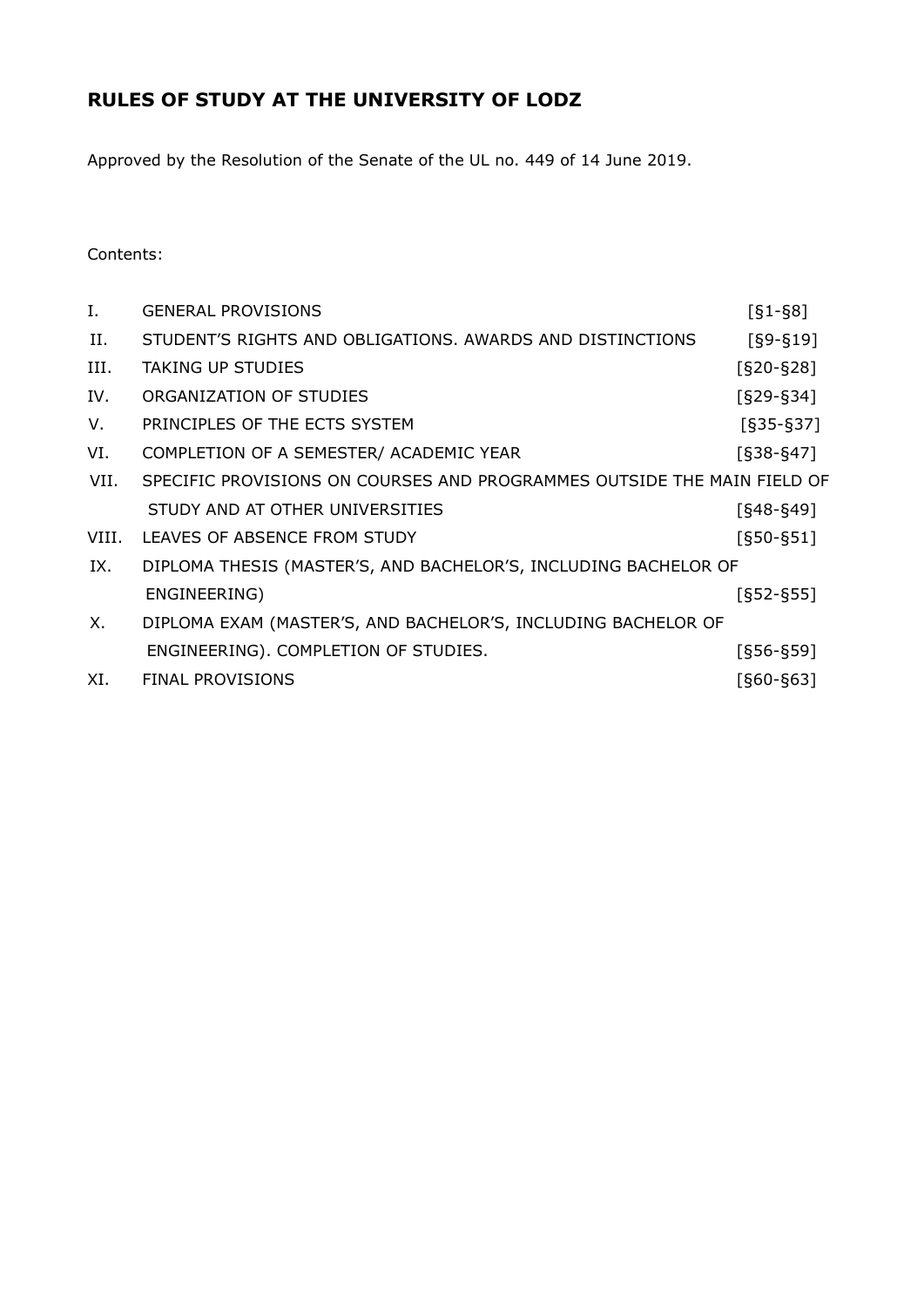# RULES OF STUDY AT THE UNIVERSITY OF LODZ

Approved by the Resolution of the Senate of the UL no. 449 of 14 June 2019.

Contents:

| | | |
|---|---|---|
| I. | GENERAL PROVISIONS | [§1-§8] |
| II. | STUDENT'S RIGHTS AND OBLIGATIONS. AWARDS AND DISTINCTIONS | [§9-§19] |
| III. | TAKING UP STUDIES | [§20-§28] |
| IV. | ORGANIZATION OF STUDIES | [§29-§34] |
| V. | PRINCIPLES OF THE ECTS SYSTEM | [§35-§37] |
| VI. | COMPLETION OF A SEMESTER/ ACADEMIC YEAR | [§38-§47] |
| VII. | SPECIFIC PROVISIONS ON COURSES AND PROGRAMMES OUTSIDE THE MAIN FIELD OF STUDY AND AT OTHER UNIVERSITIES | [§48-§49] |
| VIII. | LEAVES OF ABSENCE FROM STUDY | [§50-§51] |
| IX. | DIPLOMA THESIS (MASTER'S, AND BACHELOR'S, INCLUDING BACHELOR OF ENGINEERING) | [§52-§55] |
| X. | DIPLOMA EXAM (MASTER'S, AND BACHELOR'S, INCLUDING BACHELOR OF ENGINEERING). COMPLETION OF STUDIES. | [§56-§59] |
| XI. | FINAL PROVISIONS | [§60-§63] |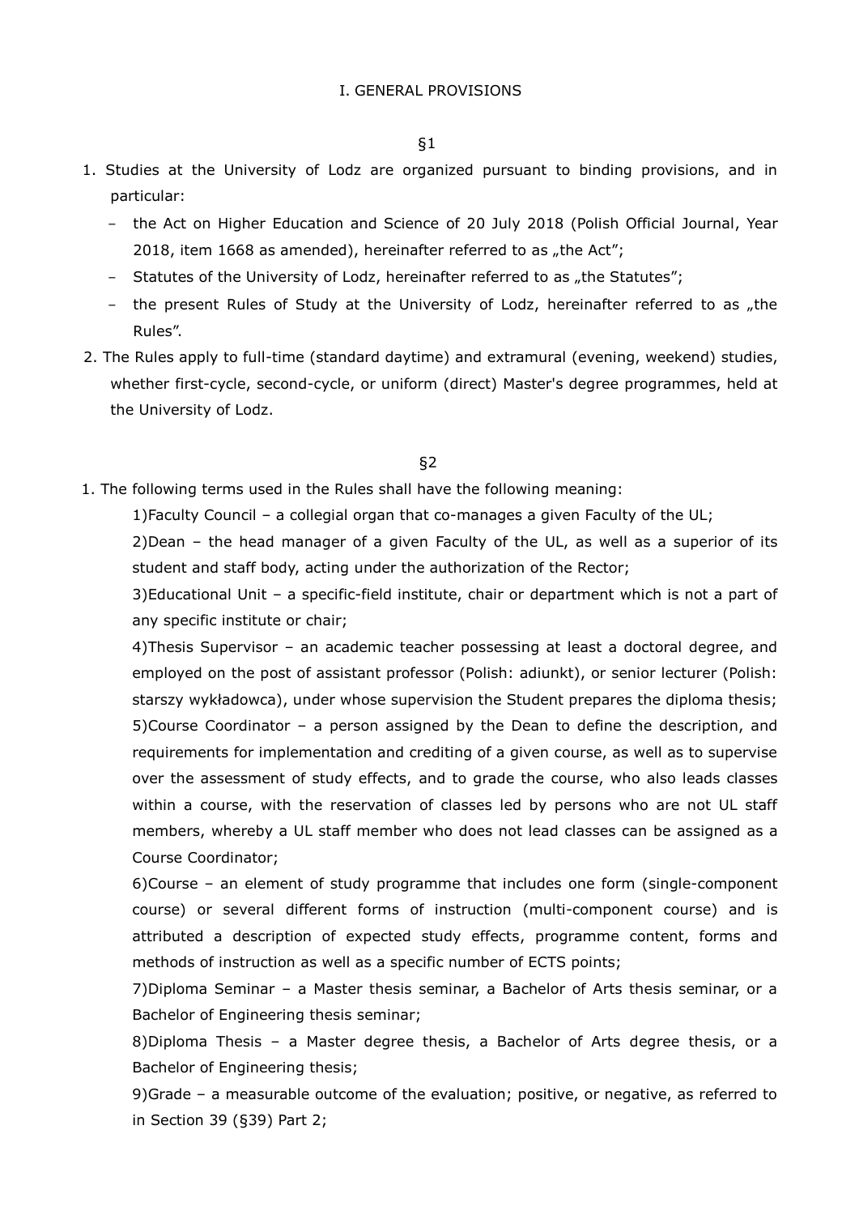## I. GENERAL PROVISIONS

### §1

1. Studies at the University of Lodz are organized pursuant to binding provisions, and in particular:
   - the Act on Higher Education and Science of 20 July 2018 (Polish Official Journal, Year 2018, item 1668 as amended), hereinafter referred to as „the Act";
   - Statutes of the University of Lodz, hereinafter referred to as „the Statutes";
   - the present Rules of Study at the University of Lodz, hereinafter referred to as „the Rules".
2. The Rules apply to full-time (standard daytime) and extramural (evening, weekend) studies, whether first-cycle, second-cycle, or uniform (direct) Master's degree programmes, held at the University of Lodz.

### §2

1. The following terms used in the Rules shall have the following meaning:

   1)Faculty Council – a collegial organ that co-manages a given Faculty of the UL;

   2)Dean – the head manager of a given Faculty of the UL, as well as a superior of its student and staff body, acting under the authorization of the Rector;

   3)Educational Unit – a specific-field institute, chair or department which is not a part of any specific institute or chair;

   4)Thesis Supervisor – an academic teacher possessing at least a doctoral degree, and employed on the post of assistant professor (Polish: adiunkt), or senior lecturer (Polish: starszy wykładowca), under whose supervision the Student prepares the diploma thesis;

   5)Course Coordinator – a person assigned by the Dean to define the description, and requirements for implementation and crediting of a given course, as well as to supervise over the assessment of study effects, and to grade the course, who also leads classes within a course, with the reservation of classes led by persons who are not UL staff members, whereby a UL staff member who does not lead classes can be assigned as a Course Coordinator;

   6)Course – an element of study programme that includes one form (single-component course) or several different forms of instruction (multi-component course) and is attributed a description of expected study effects, programme content, forms and methods of instruction as well as a specific number of ECTS points;

   7)Diploma Seminar – a Master thesis seminar, a Bachelor of Arts thesis seminar, or a Bachelor of Engineering thesis seminar;

   8)Diploma Thesis – a Master degree thesis, a Bachelor of Arts degree thesis, or a Bachelor of Engineering thesis;

   9)Grade – a measurable outcome of the evaluation; positive, or negative, as referred to in Section 39 (§39) Part 2;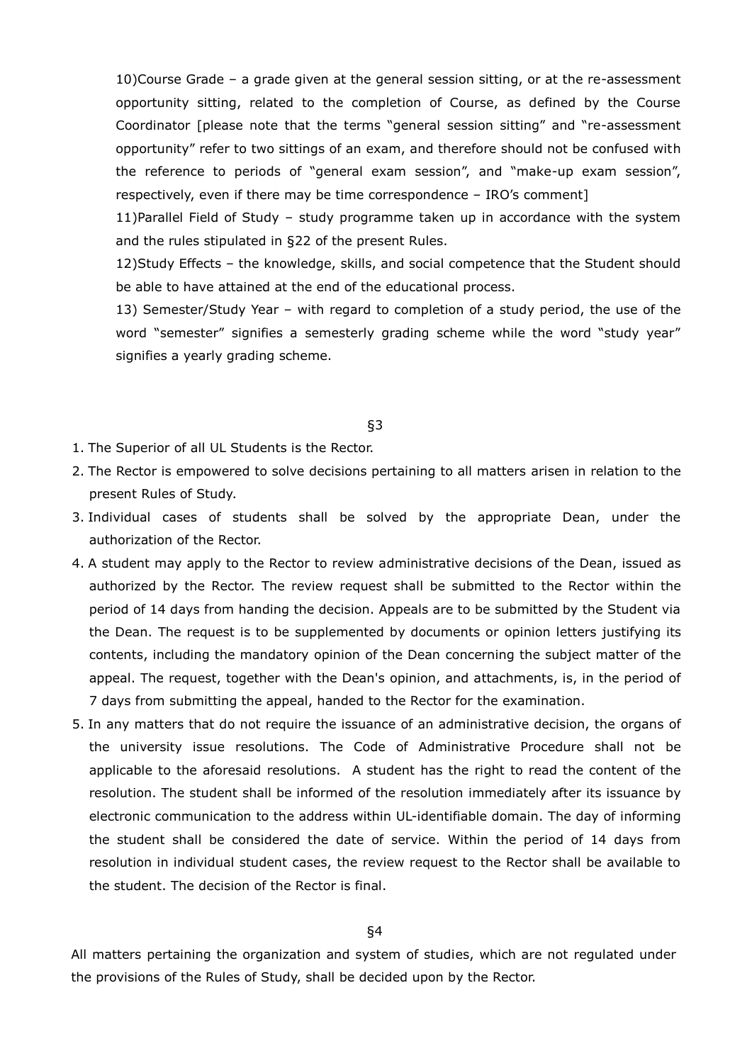10)Course Grade – a grade given at the general session sitting, or at the re-assessment opportunity sitting, related to the completion of Course, as defined by the Course Coordinator [please note that the terms "general session sitting" and "re-assessment opportunity" refer to two sittings of an exam, and therefore should not be confused with the reference to periods of "general exam session", and "make-up exam session", respectively, even if there may be time correspondence – IRO's comment]

11)Parallel Field of Study – study programme taken up in accordance with the system and the rules stipulated in §22 of the present Rules.

12)Study Effects – the knowledge, skills, and social competence that the Student should be able to have attained at the end of the educational process.

13) Semester/Study Year – with regard to completion of a study period, the use of the word "semester" signifies a semesterly grading scheme while the word "study year" signifies a yearly grading scheme.

§3

1. The Superior of all UL Students is the Rector.
2. The Rector is empowered to solve decisions pertaining to all matters arisen in relation to the present Rules of Study.
3. Individual cases of students shall be solved by the appropriate Dean, under the authorization of the Rector.
4. A student may apply to the Rector to review administrative decisions of the Dean, issued as authorized by the Rector. The review request shall be submitted to the Rector within the period of 14 days from handing the decision. Appeals are to be submitted by the Student via the Dean. The request is to be supplemented by documents or opinion letters justifying its contents, including the mandatory opinion of the Dean concerning the subject matter of the appeal. The request, together with the Dean's opinion, and attachments, is, in the period of 7 days from submitting the appeal, handed to the Rector for the examination.
5. In any matters that do not require the issuance of an administrative decision, the organs of the university issue resolutions. The Code of Administrative Procedure shall not be applicable to the aforesaid resolutions. A student has the right to read the content of the resolution. The student shall be informed of the resolution immediately after its issuance by electronic communication to the address within UL-identifiable domain. The day of informing the student shall be considered the date of service. Within the period of 14 days from resolution in individual student cases, the review request to the Rector shall be available to the student. The decision of the Rector is final.

§4

All matters pertaining the organization and system of studies, which are not regulated under the provisions of the Rules of Study, shall be decided upon by the Rector.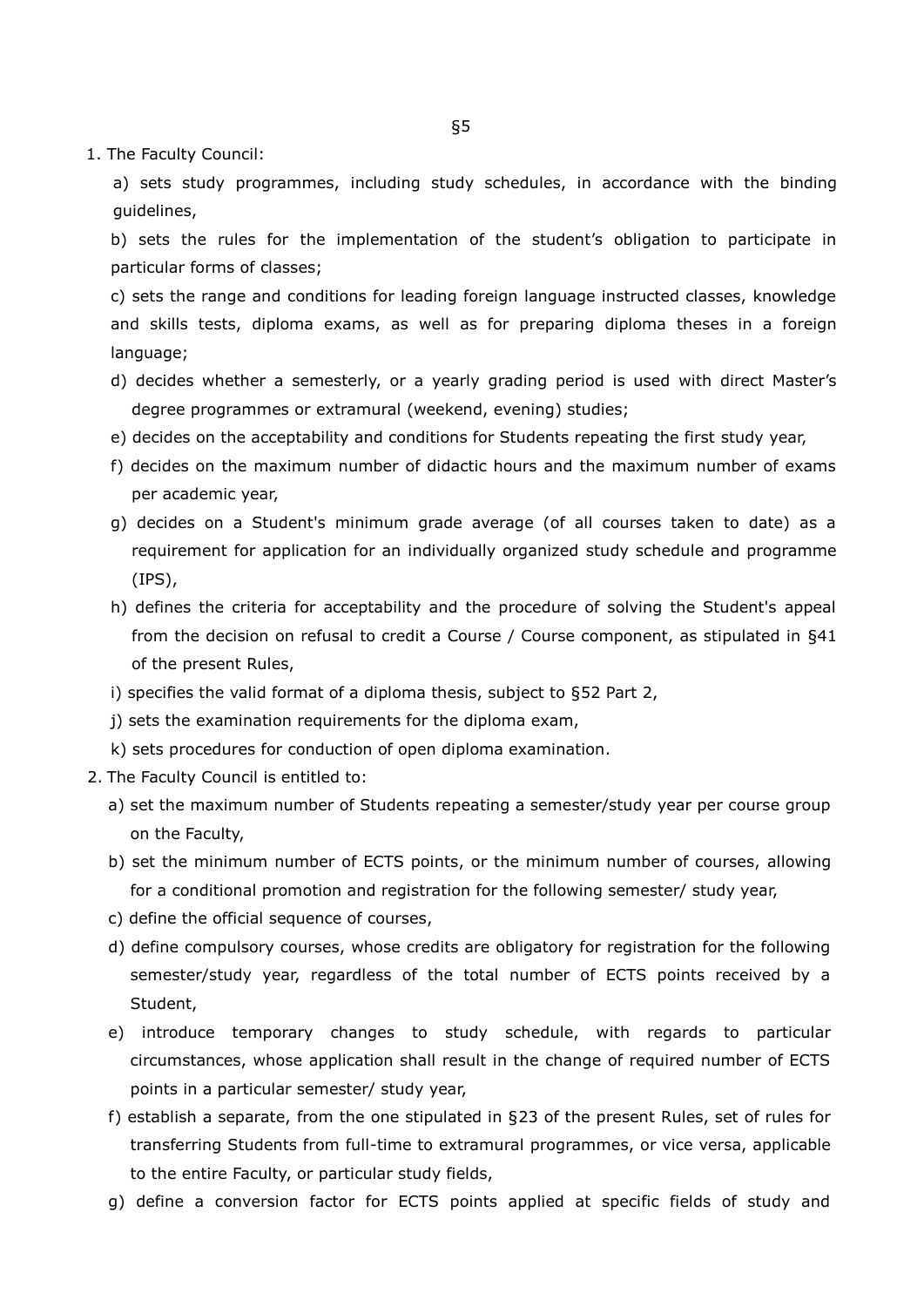§5

1. The Faculty Council:

   a) sets study programmes, including study schedules, in accordance with the binding guidelines,

   b) sets the rules for the implementation of the student's obligation to participate in particular forms of classes;

   c) sets the range and conditions for leading foreign language instructed classes, knowledge and skills tests, diploma exams, as well as for preparing diploma theses in a foreign language;

   d) decides whether a semesterly, or a yearly grading period is used with direct Master's degree programmes or extramural (weekend, evening) studies;

   e) decides on the acceptability and conditions for Students repeating the first study year,

   f) decides on the maximum number of didactic hours and the maximum number of exams per academic year,

   g) decides on a Student's minimum grade average (of all courses taken to date) as a requirement for application for an individually organized study schedule and programme (IPS),

   h) defines the criteria for acceptability and the procedure of solving the Student's appeal from the decision on refusal to credit a Course / Course component, as stipulated in §41 of the present Rules,

   i) specifies the valid format of a diploma thesis, subject to §52 Part 2,

   j) sets the examination requirements for the diploma exam,

   k) sets procedures for conduction of open diploma examination.

2. The Faculty Council is entitled to:

   a) set the maximum number of Students repeating a semester/study year per course group on the Faculty,

   b) set the minimum number of ECTS points, or the minimum number of courses, allowing for a conditional promotion and registration for the following semester/ study year,

   c) define the official sequence of courses,

   d) define compulsory courses, whose credits are obligatory for registration for the following semester/study year, regardless of the total number of ECTS points received by a Student,

   e) introduce temporary changes to study schedule, with regards to particular circumstances, whose application shall result in the change of required number of ECTS points in a particular semester/ study year,

   f) establish a separate, from the one stipulated in §23 of the present Rules, set of rules for transferring Students from full-time to extramural programmes, or vice versa, applicable to the entire Faculty, or particular study fields,

   g) define a conversion factor for ECTS points applied at specific fields of study and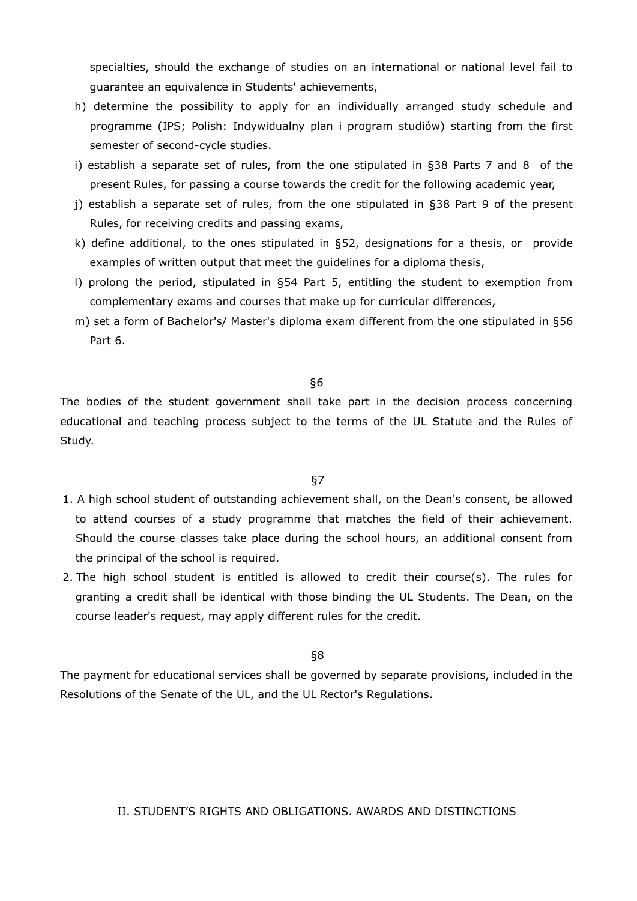specialties, should the exchange of studies on an international or national level fail to guarantee an equivalence in Students' achievements,

h) determine the possibility to apply for an individually arranged study schedule and programme (IPS; Polish: Indywidualny plan i program studiów) starting from the first semester of second-cycle studies.

i) establish a separate set of rules, from the one stipulated in §38 Parts 7 and 8 of the present Rules, for passing a course towards the credit for the following academic year,

j) establish a separate set of rules, from the one stipulated in §38 Part 9 of the present Rules, for receiving credits and passing exams,

k) define additional, to the ones stipulated in §52, designations for a thesis, or provide examples of written output that meet the guidelines for a diploma thesis,

l) prolong the period, stipulated in §54 Part 5, entitling the student to exemption from complementary exams and courses that make up for curricular differences,

m) set a form of Bachelor's/ Master's diploma exam different from the one stipulated in §56 Part 6.

§6

The bodies of the student government shall take part in the decision process concerning educational and teaching process subject to the terms of the UL Statute and the Rules of Study.

§7

1. A high school student of outstanding achievement shall, on the Dean's consent, be allowed to attend courses of a study programme that matches the field of their achievement. Should the course classes take place during the school hours, an additional consent from the principal of the school is required.
2. The high school student is entitled is allowed to credit their course(s). The rules for granting a credit shall be identical with those binding the UL Students. The Dean, on the course leader's request, may apply different rules for the credit.

§8

The payment for educational services shall be governed by separate provisions, included in the Resolutions of the Senate of the UL, and the UL Rector's Regulations.

## II. STUDENT'S RIGHTS AND OBLIGATIONS. AWARDS AND DISTINCTIONS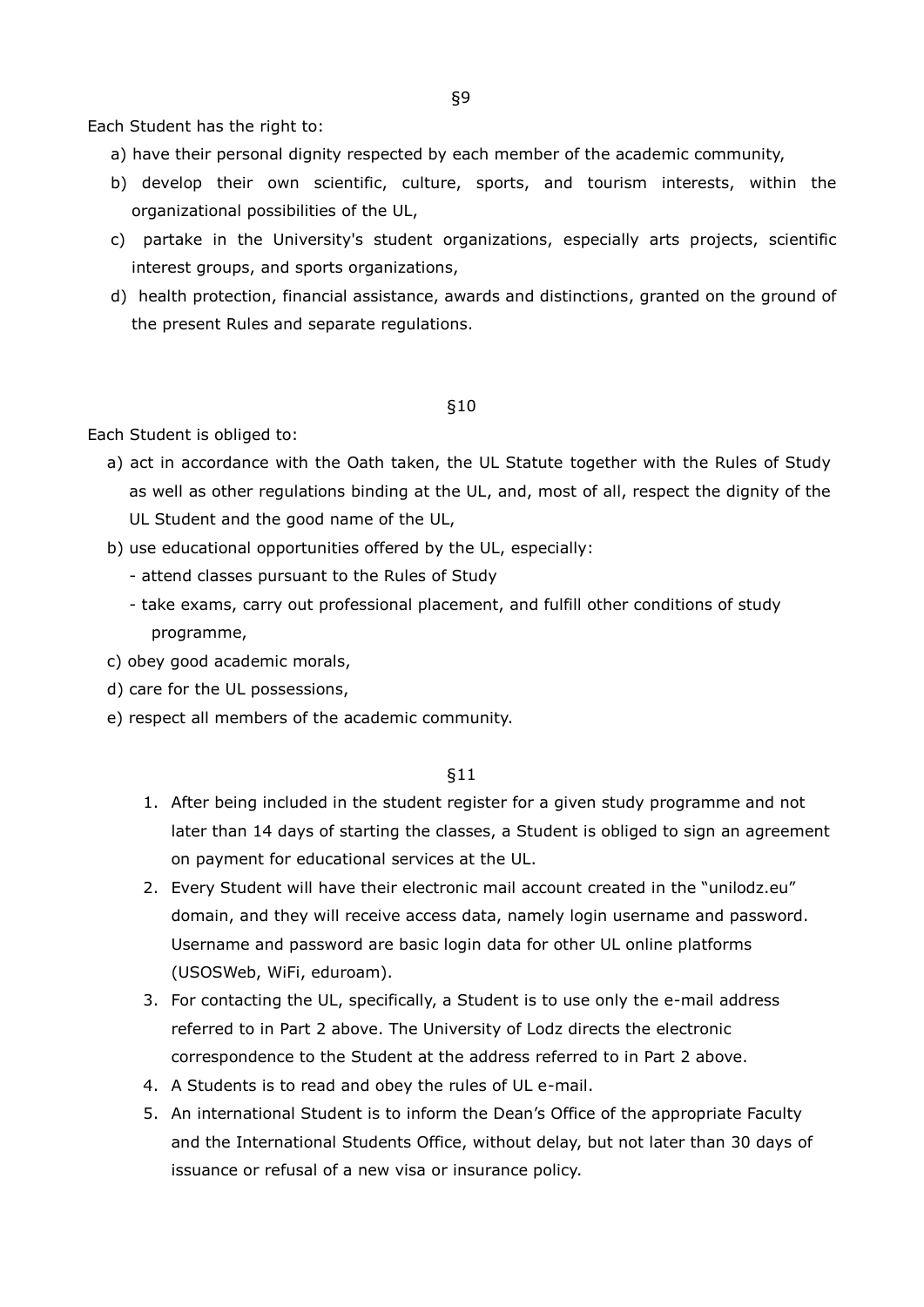§9

Each Student has the right to:

a) have their personal dignity respected by each member of the academic community,

b) develop their own scientific, culture, sports, and tourism interests, within the organizational possibilities of the UL,

c) partake in the University's student organizations, especially arts projects, scientific interest groups, and sports organizations,

d) health protection, financial assistance, awards and distinctions, granted on the ground of the present Rules and separate regulations.

§10

Each Student is obliged to:

a) act in accordance with the Oath taken, the UL Statute together with the Rules of Study as well as other regulations binding at the UL, and, most of all, respect the dignity of the UL Student and the good name of the UL,

b) use educational opportunities offered by the UL, especially:
   - attend classes pursuant to the Rules of Study
   - take exams, carry out professional placement, and fulfill other conditions of study programme,

c) obey good academic morals,

d) care for the UL possessions,

e) respect all members of the academic community.

§11

1. After being included in the student register for a given study programme and not later than 14 days of starting the classes, a Student is obliged to sign an agreement on payment for educational services at the UL.
2. Every Student will have their electronic mail account created in the "unilodz.eu" domain, and they will receive access data, namely login username and password. Username and password are basic login data for other UL online platforms (USOSWeb, WiFi, eduroam).
3. For contacting the UL, specifically, a Student is to use only the e-mail address referred to in Part 2 above. The University of Lodz directs the electronic correspondence to the Student at the address referred to in Part 2 above.
4. A Students is to read and obey the rules of UL e-mail.
5. An international Student is to inform the Dean's Office of the appropriate Faculty and the International Students Office, without delay, but not later than 30 days of issuance or refusal of a new visa or insurance policy.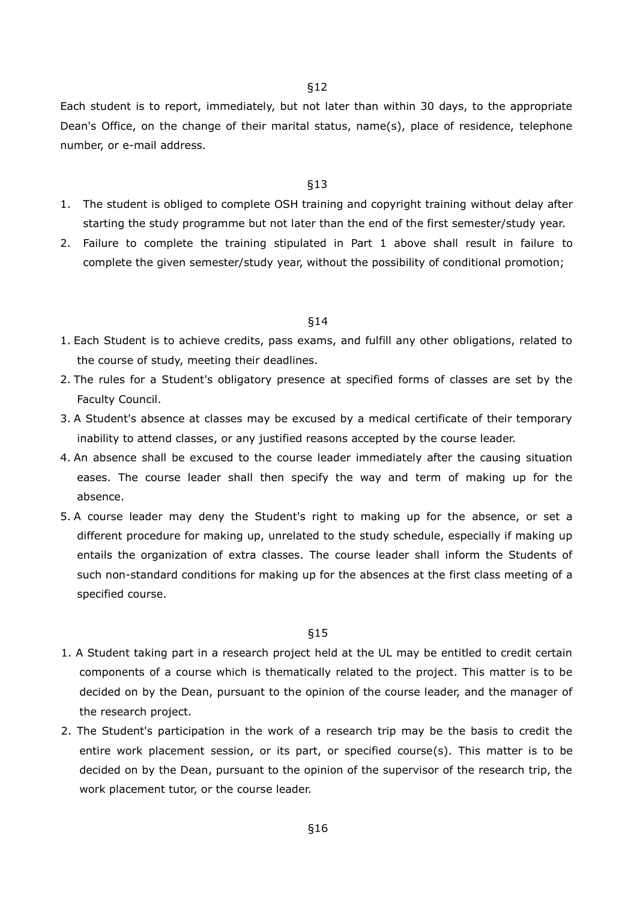§12

Each student is to report, immediately, but not later than within 30 days, to the appropriate Dean's Office, on the change of their marital status, name(s), place of residence, telephone number, or e-mail address.

§13

1. The student is obliged to complete OSH training and copyright training without delay after starting the study programme but not later than the end of the first semester/study year.
2. Failure to complete the training stipulated in Part 1 above shall result in failure to complete the given semester/study year, without the possibility of conditional promotion;

§14

1. Each Student is to achieve credits, pass exams, and fulfill any other obligations, related to the course of study, meeting their deadlines.
2. The rules for a Student's obligatory presence at specified forms of classes are set by the Faculty Council.
3. A Student's absence at classes may be excused by a medical certificate of their temporary inability to attend classes, or any justified reasons accepted by the course leader.
4. An absence shall be excused to the course leader immediately after the causing situation eases. The course leader shall then specify the way and term of making up for the absence.
5. A course leader may deny the Student's right to making up for the absence, or set a different procedure for making up, unrelated to the study schedule, especially if making up entails the organization of extra classes. The course leader shall inform the Students of such non-standard conditions for making up for the absences at the first class meeting of a specified course.

§15

1. A Student taking part in a research project held at the UL may be entitled to credit certain components of a course which is thematically related to the project. This matter is to be decided on by the Dean, pursuant to the opinion of the course leader, and the manager of the research project.
2. The Student's participation in the work of a research trip may be the basis to credit the entire work placement session, or its part, or specified course(s). This matter is to be decided on by the Dean, pursuant to the opinion of the supervisor of the research trip, the work placement tutor, or the course leader.

§16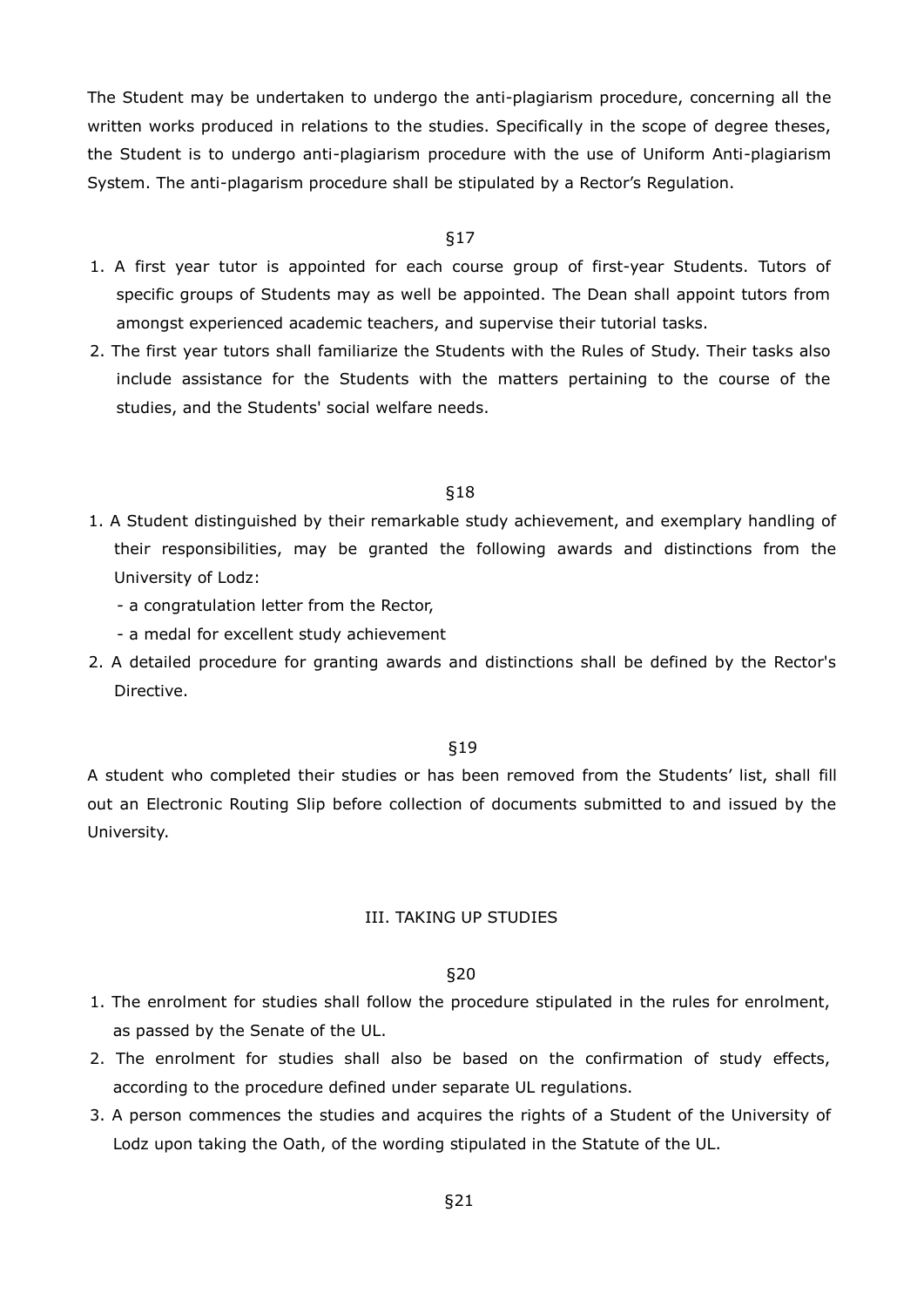The Student may be undertaken to undergo the anti-plagiarism procedure, concerning all the written works produced in relations to the studies. Specifically in the scope of degree theses, the Student is to undergo anti-plagiarism procedure with the use of Uniform Anti-plagiarism System. The anti-plagarism procedure shall be stipulated by a Rector's Regulation.

§17

1. A first year tutor is appointed for each course group of first-year Students. Tutors of specific groups of Students may as well be appointed. The Dean shall appoint tutors from amongst experienced academic teachers, and supervise their tutorial tasks.
2. The first year tutors shall familiarize the Students with the Rules of Study. Their tasks also include assistance for the Students with the matters pertaining to the course of the studies, and the Students' social welfare needs.

§18

1. A Student distinguished by their remarkable study achievement, and exemplary handling of their responsibilities, may be granted the following awards and distinctions from the University of Lodz:
   - a congratulation letter from the Rector,
   - a medal for excellent study achievement
2. A detailed procedure for granting awards and distinctions shall be defined by the Rector's Directive.

§19

A student who completed their studies or has been removed from the Students' list, shall fill out an Electronic Routing Slip before collection of documents submitted to and issued by the University.

## III. TAKING UP STUDIES

§20

1. The enrolment for studies shall follow the procedure stipulated in the rules for enrolment, as passed by the Senate of the UL.
2. The enrolment for studies shall also be based on the confirmation of study effects, according to the procedure defined under separate UL regulations.
3. A person commences the studies and acquires the rights of a Student of the University of Lodz upon taking the Oath, of the wording stipulated in the Statute of the UL.

§21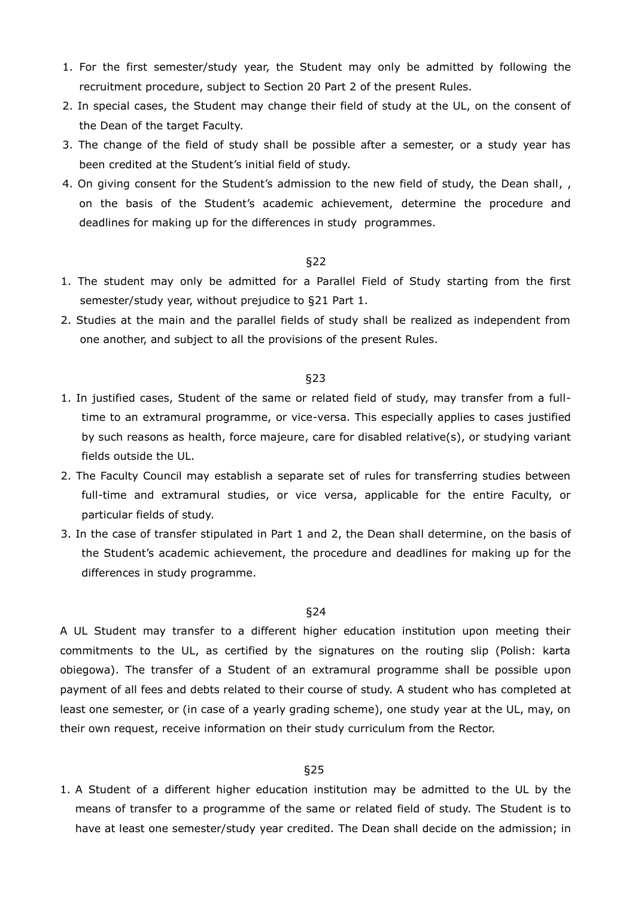1. For the first semester/study year, the Student may only be admitted by following the recruitment procedure, subject to Section 20 Part 2 of the present Rules.
2. In special cases, the Student may change their field of study at the UL, on the consent of the Dean of the target Faculty.
3. The change of the field of study shall be possible after a semester, or a study year has been credited at the Student's initial field of study.
4. On giving consent for the Student's admission to the new field of study, the Dean shall, , on the basis of the Student's academic achievement, determine the procedure and deadlines for making up for the differences in study programmes.

§22

1. The student may only be admitted for a Parallel Field of Study starting from the first semester/study year, without prejudice to §21 Part 1.
2. Studies at the main and the parallel fields of study shall be realized as independent from one another, and subject to all the provisions of the present Rules.

§23

1. In justified cases, Student of the same or related field of study, may transfer from a full-time to an extramural programme, or vice-versa. This especially applies to cases justified by such reasons as health, force majeure, care for disabled relative(s), or studying variant fields outside the UL.
2. The Faculty Council may establish a separate set of rules for transferring studies between full-time and extramural studies, or vice versa, applicable for the entire Faculty, or particular fields of study.
3. In the case of transfer stipulated in Part 1 and 2, the Dean shall determine, on the basis of the Student's academic achievement, the procedure and deadlines for making up for the differences in study programme.

§24

A UL Student may transfer to a different higher education institution upon meeting their commitments to the UL, as certified by the signatures on the routing slip (Polish: karta obiegowa). The transfer of a Student of an extramural programme shall be possible upon payment of all fees and debts related to their course of study. A student who has completed at least one semester, or (in case of a yearly grading scheme), one study year at the UL, may, on their own request, receive information on their study curriculum from the Rector.

§25

1. A Student of a different higher education institution may be admitted to the UL by the means of transfer to a programme of the same or related field of study. The Student is to have at least one semester/study year credited. The Dean shall decide on the admission; in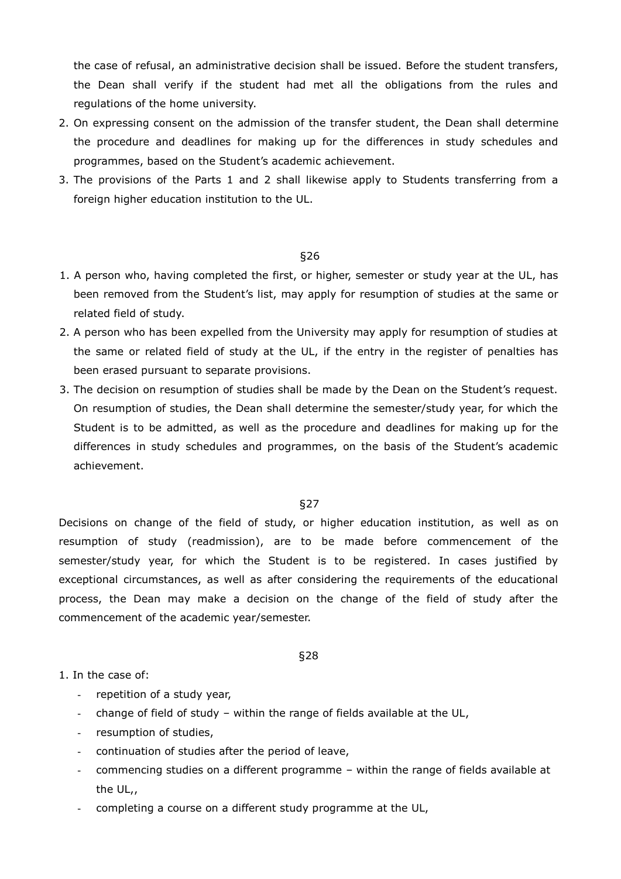the case of refusal, an administrative decision shall be issued. Before the student transfers, the Dean shall verify if the student had met all the obligations from the rules and regulations of the home university.

2. On expressing consent on the admission of the transfer student, the Dean shall determine the procedure and deadlines for making up for the differences in study schedules and programmes, based on the Student's academic achievement.
3. The provisions of the Parts 1 and 2 shall likewise apply to Students transferring from a foreign higher education institution to the UL.

§26

1. A person who, having completed the first, or higher, semester or study year at the UL, has been removed from the Student's list, may apply for resumption of studies at the same or related field of study.
2. A person who has been expelled from the University may apply for resumption of studies at the same or related field of study at the UL, if the entry in the register of penalties has been erased pursuant to separate provisions.
3. The decision on resumption of studies shall be made by the Dean on the Student's request. On resumption of studies, the Dean shall determine the semester/study year, for which the Student is to be admitted, as well as the procedure and deadlines for making up for the differences in study schedules and programmes, on the basis of the Student's academic achievement.

§27

Decisions on change of the field of study, or higher education institution, as well as on resumption of study (readmission), are to be made before commencement of the semester/study year, for which the Student is to be registered. In cases justified by exceptional circumstances, as well as after considering the requirements of the educational process, the Dean may make a decision on the change of the field of study after the commencement of the academic year/semester.

§28

1. In the case of:
   - repetition of a study year,
   - change of field of study – within the range of fields available at the UL,
   - resumption of studies,
   - continuation of studies after the period of leave,
   - commencing studies on a different programme – within the range of fields available at the UL,,
   - completing a course on a different study programme at the UL,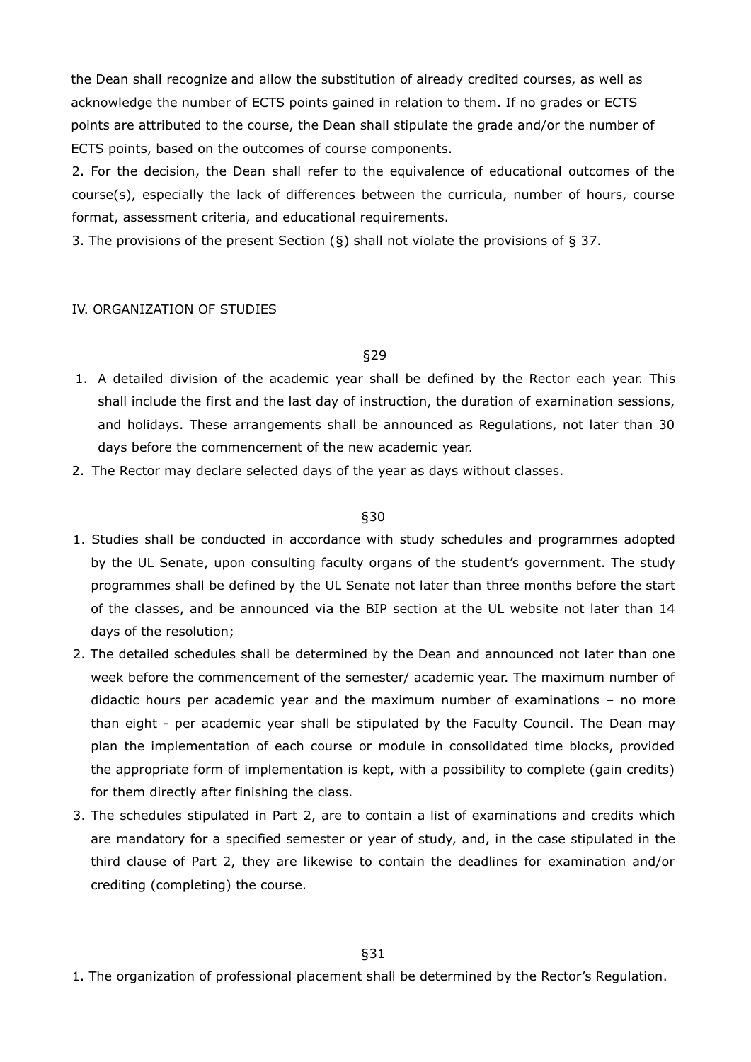the Dean shall recognize and allow the substitution of already credited courses, as well as acknowledge the number of ECTS points gained in relation to them. If no grades or ECTS points are attributed to the course, the Dean shall stipulate the grade and/or the number of ECTS points, based on the outcomes of course components.

2. For the decision, the Dean shall refer to the equivalence of educational outcomes of the course(s), especially the lack of differences between the curricula, number of hours, course format, assessment criteria, and educational requirements.

3. The provisions of the present Section (§) shall not violate the provisions of § 37.

## IV. ORGANIZATION OF STUDIES

### §29

1. A detailed division of the academic year shall be defined by the Rector each year. This shall include the first and the last day of instruction, the duration of examination sessions, and holidays. These arrangements shall be announced as Regulations, not later than 30 days before the commencement of the new academic year.
2. The Rector may declare selected days of the year as days without classes.

### §30

1. Studies shall be conducted in accordance with study schedules and programmes adopted by the UL Senate, upon consulting faculty organs of the student's government. The study programmes shall be defined by the UL Senate not later than three months before the start of the classes, and be announced via the BIP section at the UL website not later than 14 days of the resolution;
2. The detailed schedules shall be determined by the Dean and announced not later than one week before the commencement of the semester/ academic year. The maximum number of didactic hours per academic year and the maximum number of examinations – no more than eight - per academic year shall be stipulated by the Faculty Council. The Dean may plan the implementation of each course or module in consolidated time blocks, provided the appropriate form of implementation is kept, with a possibility to complete (gain credits) for them directly after finishing the class.
3. The schedules stipulated in Part 2, are to contain a list of examinations and credits which are mandatory for a specified semester or year of study, and, in the case stipulated in the third clause of Part 2, they are likewise to contain the deadlines for examination and/or crediting (completing) the course.

### §31

1. The organization of professional placement shall be determined by the Rector's Regulation.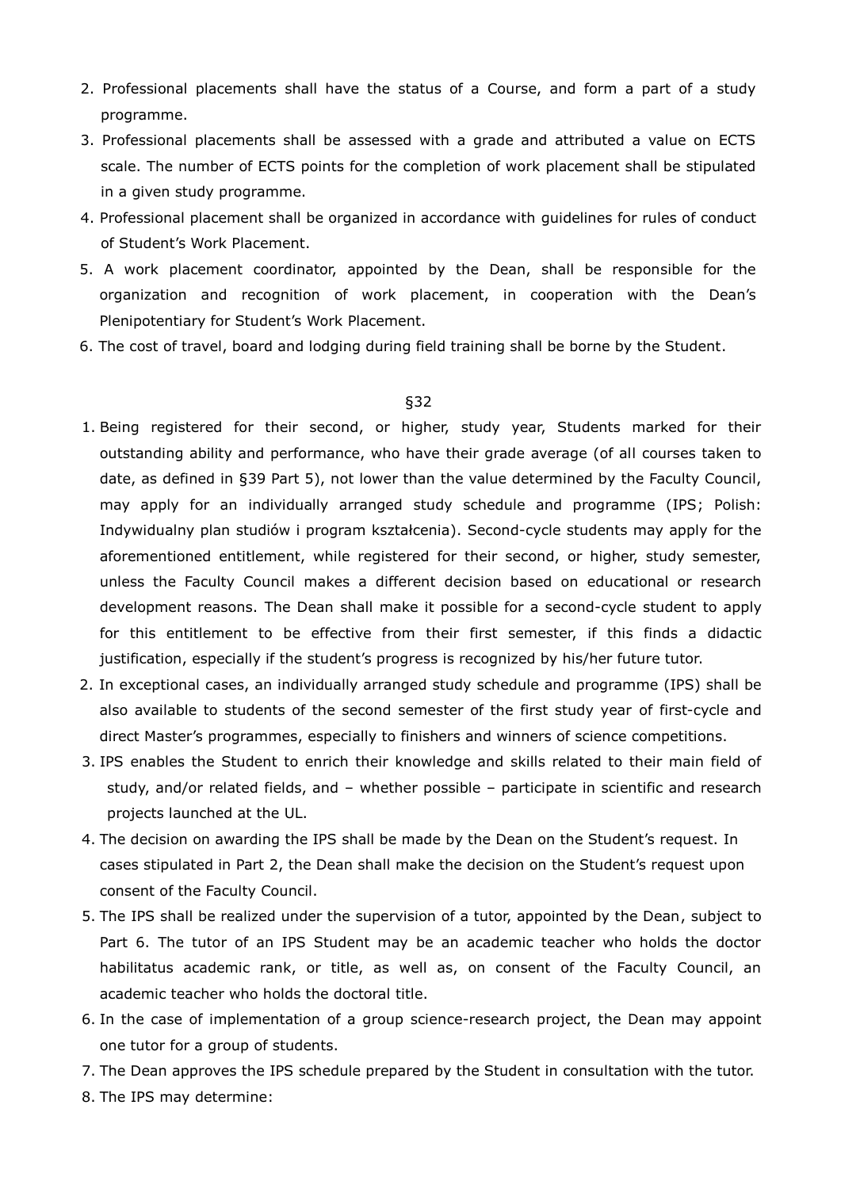2. Professional placements shall have the status of a Course, and form a part of a study programme.
3. Professional placements shall be assessed with a grade and attributed a value on ECTS scale. The number of ECTS points for the completion of work placement shall be stipulated in a given study programme.
4. Professional placement shall be organized in accordance with guidelines for rules of conduct of Student's Work Placement.
5. A work placement coordinator, appointed by the Dean, shall be responsible for the organization and recognition of work placement, in cooperation with the Dean's Plenipotentiary for Student's Work Placement.
6. The cost of travel, board and lodging during field training shall be borne by the Student.

§32

1. Being registered for their second, or higher, study year, Students marked for their outstanding ability and performance, who have their grade average (of all courses taken to date, as defined in §39 Part 5), not lower than the value determined by the Faculty Council, may apply for an individually arranged study schedule and programme (IPS; Polish: Indywidualny plan studiów i program kształcenia). Second-cycle students may apply for the aforementioned entitlement, while registered for their second, or higher, study semester, unless the Faculty Council makes a different decision based on educational or research development reasons. The Dean shall make it possible for a second-cycle student to apply for this entitlement to be effective from their first semester, if this finds a didactic justification, especially if the student's progress is recognized by his/her future tutor.
2. In exceptional cases, an individually arranged study schedule and programme (IPS) shall be also available to students of the second semester of the first study year of first-cycle and direct Master's programmes, especially to finishers and winners of science competitions.
3. IPS enables the Student to enrich their knowledge and skills related to their main field of study, and/or related fields, and – whether possible – participate in scientific and research projects launched at the UL.
4. The decision on awarding the IPS shall be made by the Dean on the Student's request. In cases stipulated in Part 2, the Dean shall make the decision on the Student's request upon consent of the Faculty Council.
5. The IPS shall be realized under the supervision of a tutor, appointed by the Dean, subject to Part 6. The tutor of an IPS Student may be an academic teacher who holds the doctor habilitatus academic rank, or title, as well as, on consent of the Faculty Council, an academic teacher who holds the doctoral title.
6. In the case of implementation of a group science-research project, the Dean may appoint one tutor for a group of students.
7. The Dean approves the IPS schedule prepared by the Student in consultation with the tutor.
8. The IPS may determine: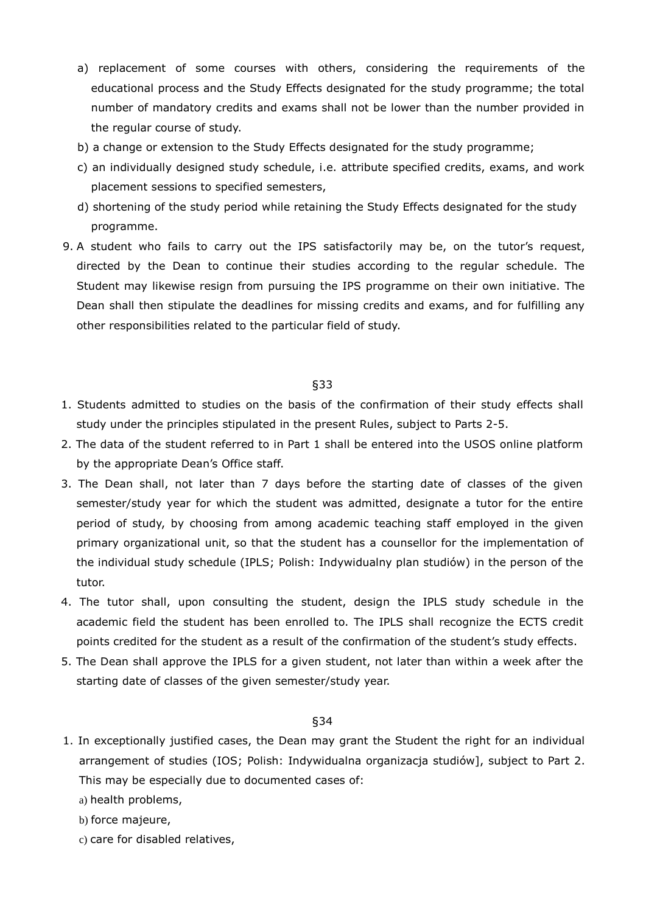a) replacement of some courses with others, considering the requirements of the educational process and the Study Effects designated for the study programme; the total number of mandatory credits and exams shall not be lower than the number provided in the regular course of study.

b) a change or extension to the Study Effects designated for the study programme;

c) an individually designed study schedule, i.e. attribute specified credits, exams, and work placement sessions to specified semesters,

d) shortening of the study period while retaining the Study Effects designated for the study programme.

9. A student who fails to carry out the IPS satisfactorily may be, on the tutor's request, directed by the Dean to continue their studies according to the regular schedule. The Student may likewise resign from pursuing the IPS programme on their own initiative. The Dean shall then stipulate the deadlines for missing credits and exams, and for fulfilling any other responsibilities related to the particular field of study.

§33

1. Students admitted to studies on the basis of the confirmation of their study effects shall study under the principles stipulated in the present Rules, subject to Parts 2-5.
2. The data of the student referred to in Part 1 shall be entered into the USOS online platform by the appropriate Dean's Office staff.
3. The Dean shall, not later than 7 days before the starting date of classes of the given semester/study year for which the student was admitted, designate a tutor for the entire period of study, by choosing from among academic teaching staff employed in the given primary organizational unit, so that the student has a counsellor for the implementation of the individual study schedule (IPLS; Polish: Indywidualny plan studiów) in the person of the tutor.
4. The tutor shall, upon consulting the student, design the IPLS study schedule in the academic field the student has been enrolled to. The IPLS shall recognize the ECTS credit points credited for the student as a result of the confirmation of the student's study effects.
5. The Dean shall approve the IPLS for a given student, not later than within a week after the starting date of classes of the given semester/study year.

§34

1. In exceptionally justified cases, the Dean may grant the Student the right for an individual arrangement of studies (IOS; Polish: Indywidualna organizacja studiów], subject to Part 2. This may be especially due to documented cases of:

a) health problems,

b) force majeure,

c) care for disabled relatives,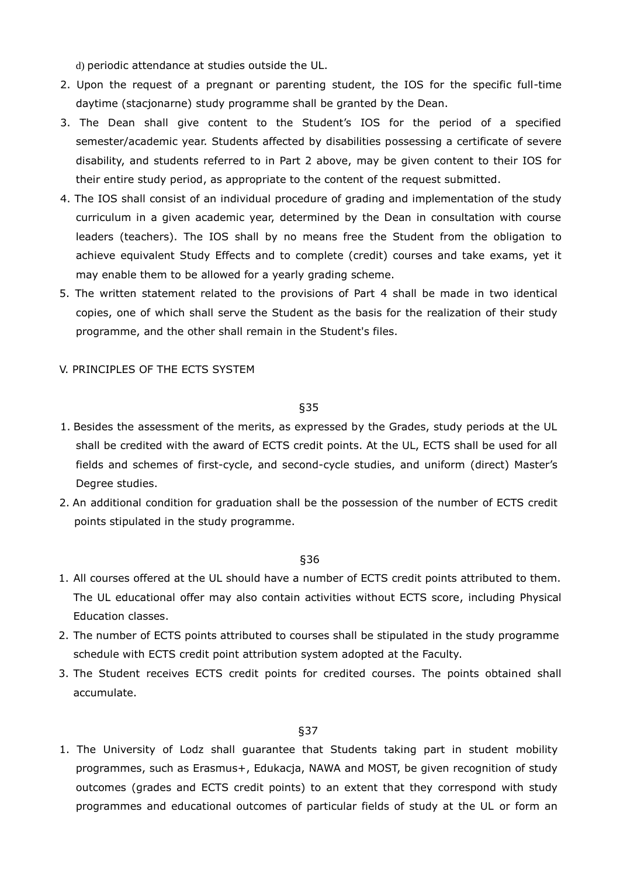d) periodic attendance at studies outside the UL.

2. Upon the request of a pregnant or parenting student, the IOS for the specific full-time daytime (stacjonarne) study programme shall be granted by the Dean.
3. The Dean shall give content to the Student's IOS for the period of a specified semester/academic year. Students affected by disabilities possessing a certificate of severe disability, and students referred to in Part 2 above, may be given content to their IOS for their entire study period, as appropriate to the content of the request submitted.
4. The IOS shall consist of an individual procedure of grading and implementation of the study curriculum in a given academic year, determined by the Dean in consultation with course leaders (teachers). The IOS shall by no means free the Student from the obligation to achieve equivalent Study Effects and to complete (credit) courses and take exams, yet it may enable them to be allowed for a yearly grading scheme.
5. The written statement related to the provisions of Part 4 shall be made in two identical copies, one of which shall serve the Student as the basis for the realization of their study programme, and the other shall remain in the Student's files.

## V. PRINCIPLES OF THE ECTS SYSTEM

§35

1. Besides the assessment of the merits, as expressed by the Grades, study periods at the UL shall be credited with the award of ECTS credit points. At the UL, ECTS shall be used for all fields and schemes of first-cycle, and second-cycle studies, and uniform (direct) Master's Degree studies.
2. An additional condition for graduation shall be the possession of the number of ECTS credit points stipulated in the study programme.

§36

1. All courses offered at the UL should have a number of ECTS credit points attributed to them. The UL educational offer may also contain activities without ECTS score, including Physical Education classes.
2. The number of ECTS points attributed to courses shall be stipulated in the study programme schedule with ECTS credit point attribution system adopted at the Faculty.
3. The Student receives ECTS credit points for credited courses. The points obtained shall accumulate.

§37

1. The University of Lodz shall guarantee that Students taking part in student mobility programmes, such as Erasmus+, Edukacja, NAWA and MOST, be given recognition of study outcomes (grades and ECTS credit points) to an extent that they correspond with study programmes and educational outcomes of particular fields of study at the UL or form an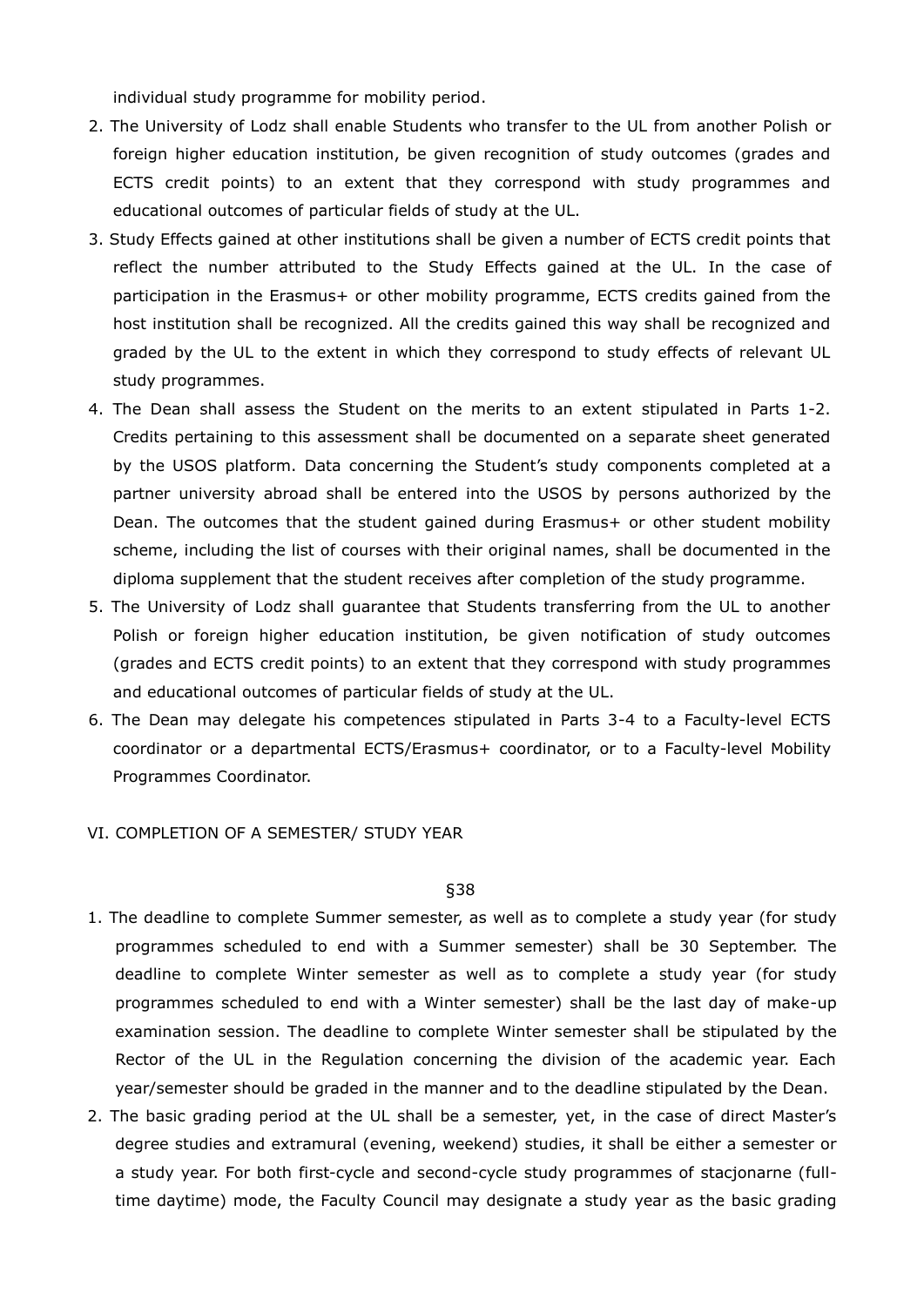individual study programme for mobility period.

2. The University of Lodz shall enable Students who transfer to the UL from another Polish or foreign higher education institution, be given recognition of study outcomes (grades and ECTS credit points) to an extent that they correspond with study programmes and educational outcomes of particular fields of study at the UL.
3. Study Effects gained at other institutions shall be given a number of ECTS credit points that reflect the number attributed to the Study Effects gained at the UL. In the case of participation in the Erasmus+ or other mobility programme, ECTS credits gained from the host institution shall be recognized. All the credits gained this way shall be recognized and graded by the UL to the extent in which they correspond to study effects of relevant UL study programmes.
4. The Dean shall assess the Student on the merits to an extent stipulated in Parts 1-2. Credits pertaining to this assessment shall be documented on a separate sheet generated by the USOS platform. Data concerning the Student's study components completed at a partner university abroad shall be entered into the USOS by persons authorized by the Dean. The outcomes that the student gained during Erasmus+ or other student mobility scheme, including the list of courses with their original names, shall be documented in the diploma supplement that the student receives after completion of the study programme.
5. The University of Lodz shall guarantee that Students transferring from the UL to another Polish or foreign higher education institution, be given notification of study outcomes (grades and ECTS credit points) to an extent that they correspond with study programmes and educational outcomes of particular fields of study at the UL.
6. The Dean may delegate his competences stipulated in Parts 3-4 to a Faculty-level ECTS coordinator or a departmental ECTS/Erasmus+ coordinator, or to a Faculty-level Mobility Programmes Coordinator.

## VI. COMPLETION OF A SEMESTER/ STUDY YEAR

§38

1. The deadline to complete Summer semester, as well as to complete a study year (for study programmes scheduled to end with a Summer semester) shall be 30 September. The deadline to complete Winter semester as well as to complete a study year (for study programmes scheduled to end with a Winter semester) shall be the last day of make-up examination session. The deadline to complete Winter semester shall be stipulated by the Rector of the UL in the Regulation concerning the division of the academic year. Each year/semester should be graded in the manner and to the deadline stipulated by the Dean.
2. The basic grading period at the UL shall be a semester, yet, in the case of direct Master's degree studies and extramural (evening, weekend) studies, it shall be either a semester or a study year. For both first-cycle and second-cycle study programmes of stacjonarne (full-time daytime) mode, the Faculty Council may designate a study year as the basic grading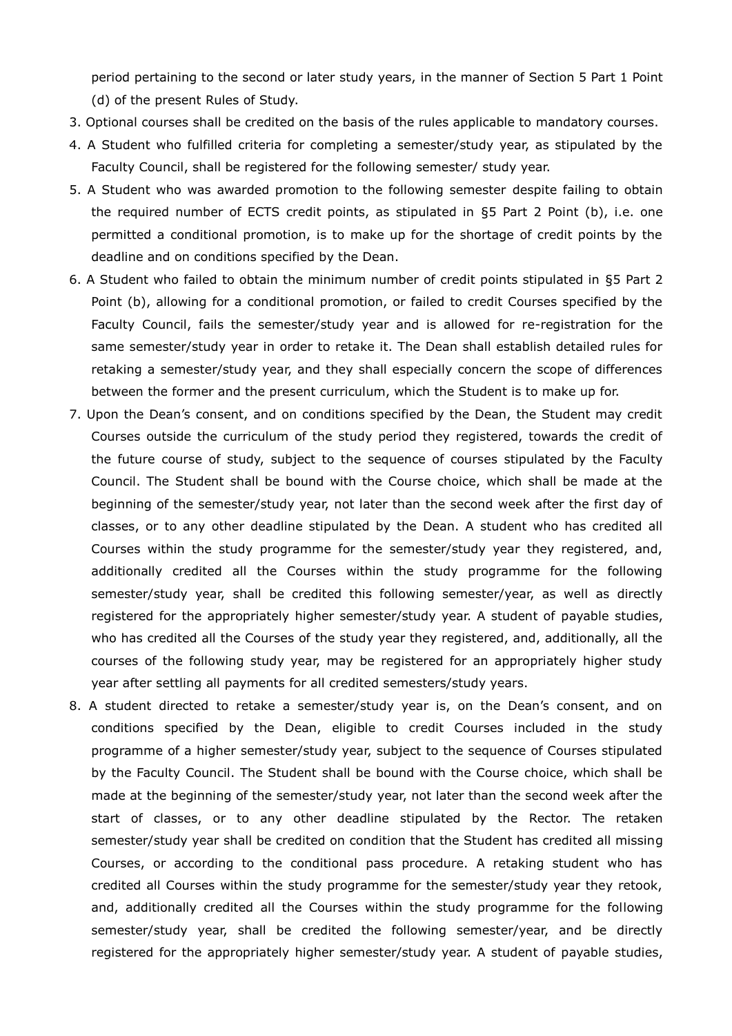period pertaining to the second or later study years, in the manner of Section 5 Part 1 Point (d) of the present Rules of Study.

3. Optional courses shall be credited on the basis of the rules applicable to mandatory courses.
4. A Student who fulfilled criteria for completing a semester/study year, as stipulated by the Faculty Council, shall be registered for the following semester/ study year.
5. A Student who was awarded promotion to the following semester despite failing to obtain the required number of ECTS credit points, as stipulated in §5 Part 2 Point (b), i.e. one permitted a conditional promotion, is to make up for the shortage of credit points by the deadline and on conditions specified by the Dean.
6. A Student who failed to obtain the minimum number of credit points stipulated in §5 Part 2 Point (b), allowing for a conditional promotion, or failed to credit Courses specified by the Faculty Council, fails the semester/study year and is allowed for re-registration for the same semester/study year in order to retake it. The Dean shall establish detailed rules for retaking a semester/study year, and they shall especially concern the scope of differences between the former and the present curriculum, which the Student is to make up for.
7. Upon the Dean's consent, and on conditions specified by the Dean, the Student may credit Courses outside the curriculum of the study period they registered, towards the credit of the future course of study, subject to the sequence of courses stipulated by the Faculty Council. The Student shall be bound with the Course choice, which shall be made at the beginning of the semester/study year, not later than the second week after the first day of classes, or to any other deadline stipulated by the Dean. A student who has credited all Courses within the study programme for the semester/study year they registered, and, additionally credited all the Courses within the study programme for the following semester/study year, shall be credited this following semester/year, as well as directly registered for the appropriately higher semester/study year. A student of payable studies, who has credited all the Courses of the study year they registered, and, additionally, all the courses of the following study year, may be registered for an appropriately higher study year after settling all payments for all credited semesters/study years.
8. A student directed to retake a semester/study year is, on the Dean's consent, and on conditions specified by the Dean, eligible to credit Courses included in the study programme of a higher semester/study year, subject to the sequence of Courses stipulated by the Faculty Council. The Student shall be bound with the Course choice, which shall be made at the beginning of the semester/study year, not later than the second week after the start of classes, or to any other deadline stipulated by the Rector. The retaken semester/study year shall be credited on condition that the Student has credited all missing Courses, or according to the conditional pass procedure. A retaking student who has credited all Courses within the study programme for the semester/study year they retook, and, additionally credited all the Courses within the study programme for the following semester/study year, shall be credited the following semester/year, and be directly registered for the appropriately higher semester/study year. A student of payable studies,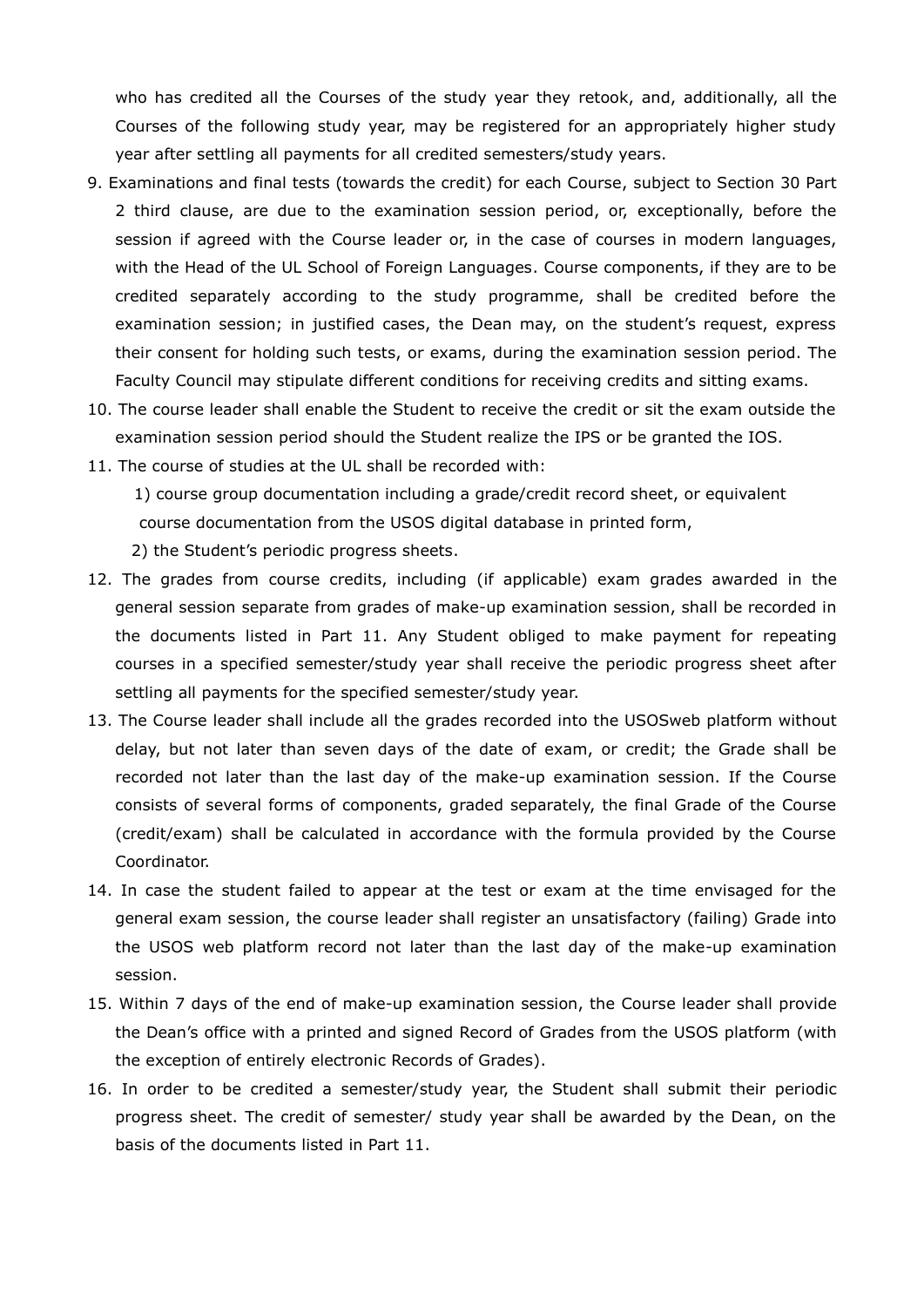who has credited all the Courses of the study year they retook, and, additionally, all the Courses of the following study year, may be registered for an appropriately higher study year after settling all payments for all credited semesters/study years.

9. Examinations and final tests (towards the credit) for each Course, subject to Section 30 Part 2 third clause, are due to the examination session period, or, exceptionally, before the session if agreed with the Course leader or, in the case of courses in modern languages, with the Head of the UL School of Foreign Languages. Course components, if they are to be credited separately according to the study programme, shall be credited before the examination session; in justified cases, the Dean may, on the student's request, express their consent for holding such tests, or exams, during the examination session period. The Faculty Council may stipulate different conditions for receiving credits and sitting exams.
10. The course leader shall enable the Student to receive the credit or sit the exam outside the examination session period should the Student realize the IPS or be granted the IOS.
11. The course of studies at the UL shall be recorded with:
    1) course group documentation including a grade/credit record sheet, or equivalent course documentation from the USOS digital database in printed form,
    2) the Student's periodic progress sheets.
12. The grades from course credits, including (if applicable) exam grades awarded in the general session separate from grades of make-up examination session, shall be recorded in the documents listed in Part 11. Any Student obliged to make payment for repeating courses in a specified semester/study year shall receive the periodic progress sheet after settling all payments for the specified semester/study year.
13. The Course leader shall include all the grades recorded into the USOSweb platform without delay, but not later than seven days of the date of exam, or credit; the Grade shall be recorded not later than the last day of the make-up examination session. If the Course consists of several forms of components, graded separately, the final Grade of the Course (credit/exam) shall be calculated in accordance with the formula provided by the Course Coordinator.
14. In case the student failed to appear at the test or exam at the time envisaged for the general exam session, the course leader shall register an unsatisfactory (failing) Grade into the USOS web platform record not later than the last day of the make-up examination session.
15. Within 7 days of the end of make-up examination session, the Course leader shall provide the Dean's office with a printed and signed Record of Grades from the USOS platform (with the exception of entirely electronic Records of Grades).
16. In order to be credited a semester/study year, the Student shall submit their periodic progress sheet. The credit of semester/ study year shall be awarded by the Dean, on the basis of the documents listed in Part 11.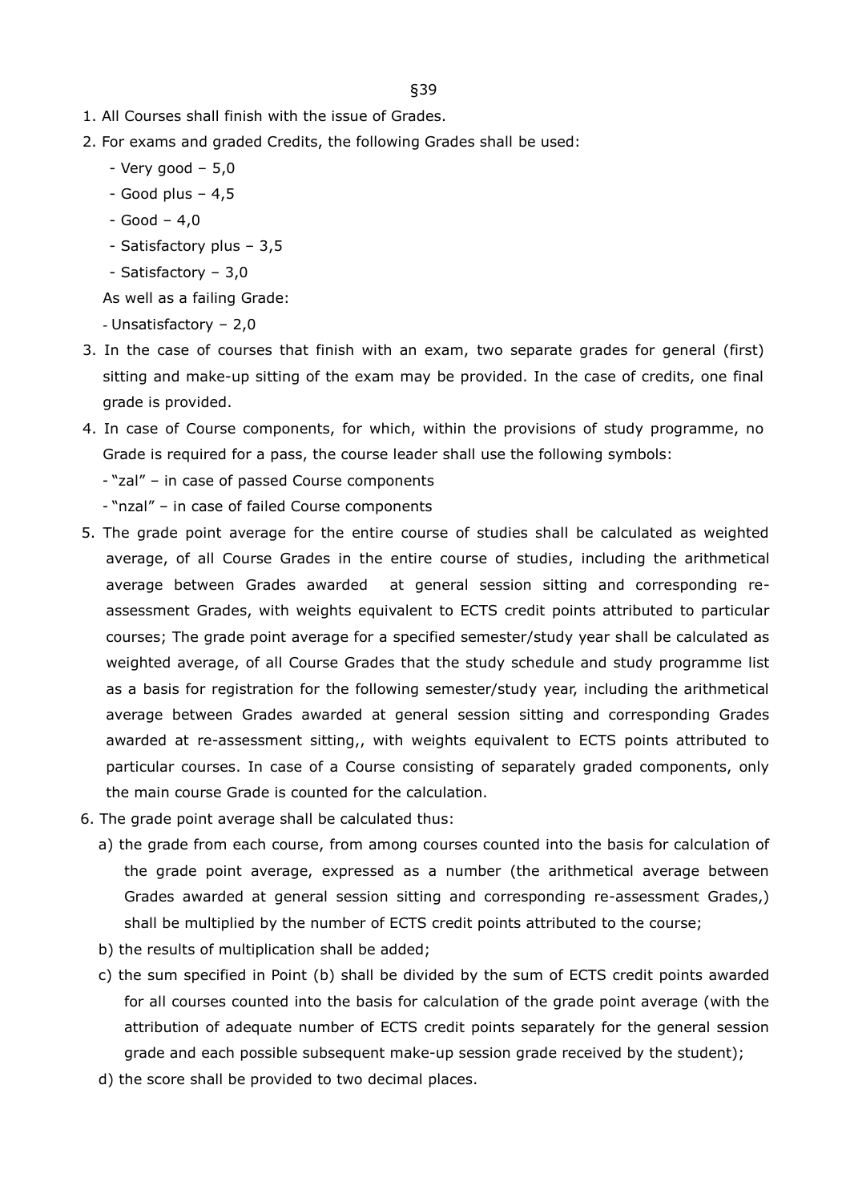§39

1. All Courses shall finish with the issue of Grades.
2. For exams and graded Credits, the following Grades shall be used:
   - Very good – 5,0
   - Good plus – 4,5
   - Good – 4,0
   - Satisfactory plus – 3,5
   - Satisfactory – 3,0

   As well as a failing Grade:

   - Unsatisfactory – 2,0
3. In the case of courses that finish with an exam, two separate grades for general (first) sitting and make-up sitting of the exam may be provided. In the case of credits, one final grade is provided.
4. In case of Course components, for which, within the provisions of study programme, no Grade is required for a pass, the course leader shall use the following symbols:
   - "zal" – in case of passed Course components
   - "nzal" – in case of failed Course components
5. The grade point average for the entire course of studies shall be calculated as weighted average, of all Course Grades in the entire course of studies, including the arithmetical average between Grades awarded at general session sitting and corresponding re-assessment Grades, with weights equivalent to ECTS credit points attributed to particular courses; The grade point average for a specified semester/study year shall be calculated as weighted average, of all Course Grades that the study schedule and study programme list as a basis for registration for the following semester/study year, including the arithmetical average between Grades awarded at general session sitting and corresponding Grades awarded at re-assessment sitting,, with weights equivalent to ECTS points attributed to particular courses. In case of a Course consisting of separately graded components, only the main course Grade is counted for the calculation.
6. The grade point average shall be calculated thus:
   a) the grade from each course, from among courses counted into the basis for calculation of the grade point average, expressed as a number (the arithmetical average between Grades awarded at general session sitting and corresponding re-assessment Grades,) shall be multiplied by the number of ECTS credit points attributed to the course;
   b) the results of multiplication shall be added;
   c) the sum specified in Point (b) shall be divided by the sum of ECTS credit points awarded for all courses counted into the basis for calculation of the grade point average (with the attribution of adequate number of ECTS credit points separately for the general session grade and each possible subsequent make-up session grade received by the student);
   d) the score shall be provided to two decimal places.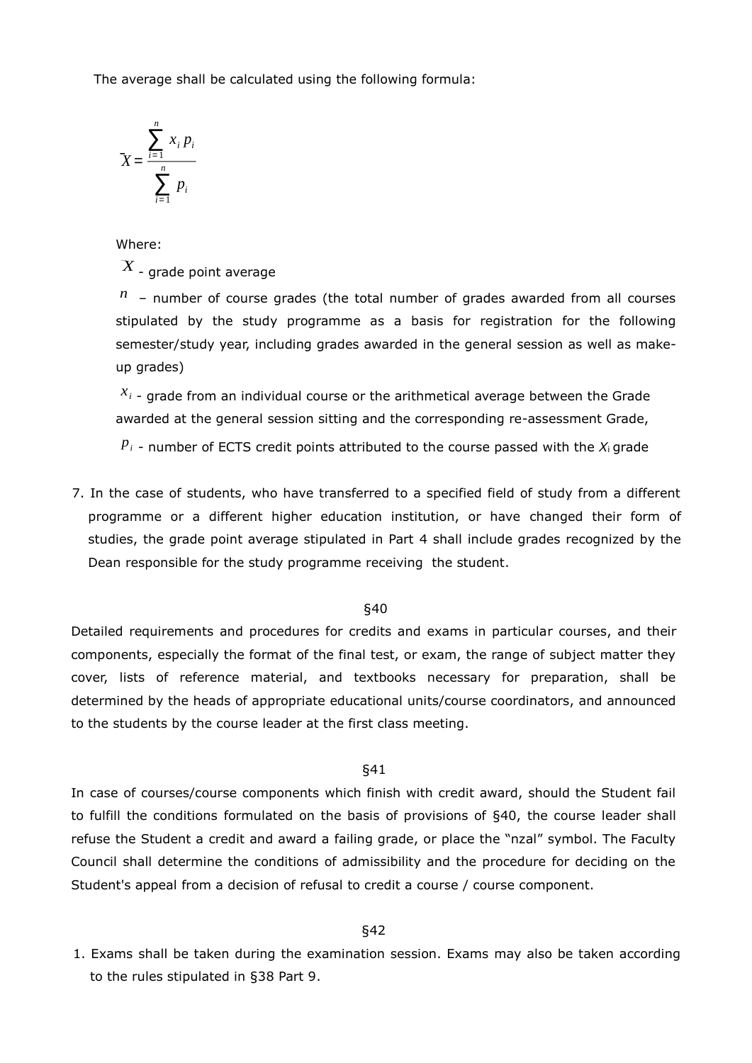The average shall be calculated using the following formula:

$$\bar{X} = \frac{\sum_{i=1}^{n} x_i p_i}{\sum_{i=1}^{n} p_i}$$

Where:

$\bar{X}$ - grade point average

$n$ – number of course grades (the total number of grades awarded from all courses stipulated by the study programme as a basis for registration for the following semester/study year, including grades awarded in the general session as well as make-up grades)

$x_i$ - grade from an individual course or the arithmetical average between the Grade awarded at the general session sitting and the corresponding re-assessment Grade,

$p_i$ - number of ECTS credit points attributed to the course passed with the $X_i$ grade

7. In the case of students, who have transferred to a specified field of study from a different programme or a different higher education institution, or have changed their form of studies, the grade point average stipulated in Part 4 shall include grades recognized by the Dean responsible for the study programme receiving the student.

§40

Detailed requirements and procedures for credits and exams in particular courses, and their components, especially the format of the final test, or exam, the range of subject matter they cover, lists of reference material, and textbooks necessary for preparation, shall be determined by the heads of appropriate educational units/course coordinators, and announced to the students by the course leader at the first class meeting.

§41

In case of courses/course components which finish with credit award, should the Student fail to fulfill the conditions formulated on the basis of provisions of §40, the course leader shall refuse the Student a credit and award a failing grade, or place the "nzal" symbol. The Faculty Council shall determine the conditions of admissibility and the procedure for deciding on the Student's appeal from a decision of refusal to credit a course / course component.

§42

1. Exams shall be taken during the examination session. Exams may also be taken according to the rules stipulated in §38 Part 9.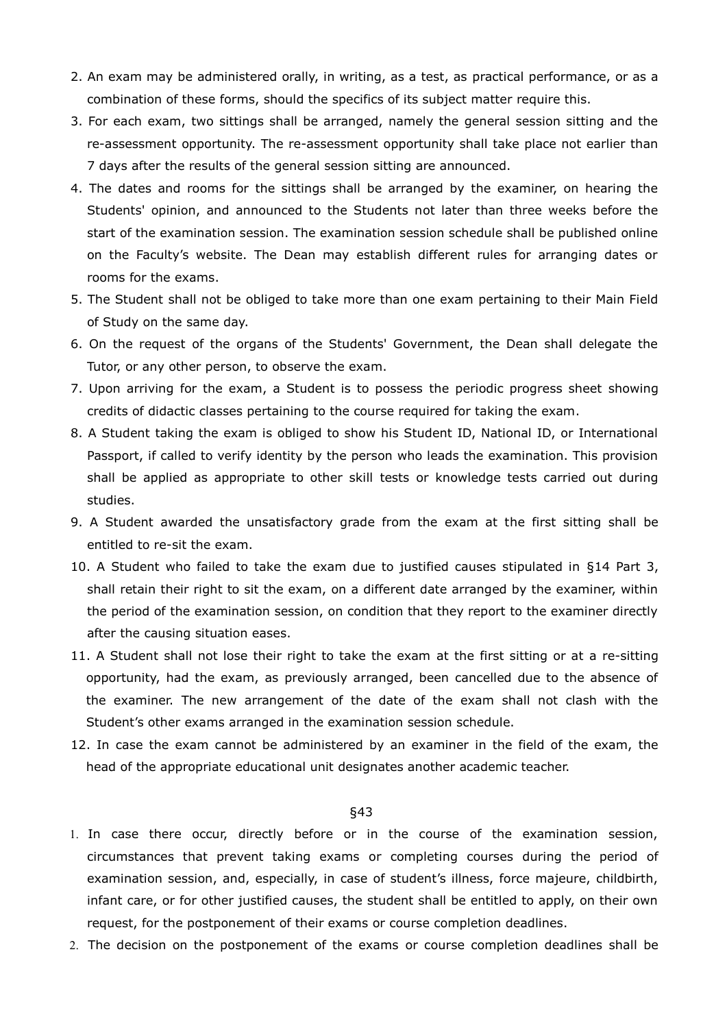2. An exam may be administered orally, in writing, as a test, as practical performance, or as a combination of these forms, should the specifics of its subject matter require this.
3. For each exam, two sittings shall be arranged, namely the general session sitting and the re-assessment opportunity. The re-assessment opportunity shall take place not earlier than 7 days after the results of the general session sitting are announced.
4. The dates and rooms for the sittings shall be arranged by the examiner, on hearing the Students' opinion, and announced to the Students not later than three weeks before the start of the examination session. The examination session schedule shall be published online on the Faculty's website. The Dean may establish different rules for arranging dates or rooms for the exams.
5. The Student shall not be obliged to take more than one exam pertaining to their Main Field of Study on the same day.
6. On the request of the organs of the Students' Government, the Dean shall delegate the Tutor, or any other person, to observe the exam.
7. Upon arriving for the exam, a Student is to possess the periodic progress sheet showing credits of didactic classes pertaining to the course required for taking the exam.
8. A Student taking the exam is obliged to show his Student ID, National ID, or International Passport, if called to verify identity by the person who leads the examination. This provision shall be applied as appropriate to other skill tests or knowledge tests carried out during studies.
9. A Student awarded the unsatisfactory grade from the exam at the first sitting shall be entitled to re-sit the exam.
10. A Student who failed to take the exam due to justified causes stipulated in §14 Part 3, shall retain their right to sit the exam, on a different date arranged by the examiner, within the period of the examination session, on condition that they report to the examiner directly after the causing situation eases.
11. A Student shall not lose their right to take the exam at the first sitting or at a re-sitting opportunity, had the exam, as previously arranged, been cancelled due to the absence of the examiner. The new arrangement of the date of the exam shall not clash with the Student's other exams arranged in the examination session schedule.
12. In case the exam cannot be administered by an examiner in the field of the exam, the head of the appropriate educational unit designates another academic teacher.

§43

1. In case there occur, directly before or in the course of the examination session, circumstances that prevent taking exams or completing courses during the period of examination session, and, especially, in case of student's illness, force majeure, childbirth, infant care, or for other justified causes, the student shall be entitled to apply, on their own request, for the postponement of their exams or course completion deadlines.
2. The decision on the postponement of the exams or course completion deadlines shall be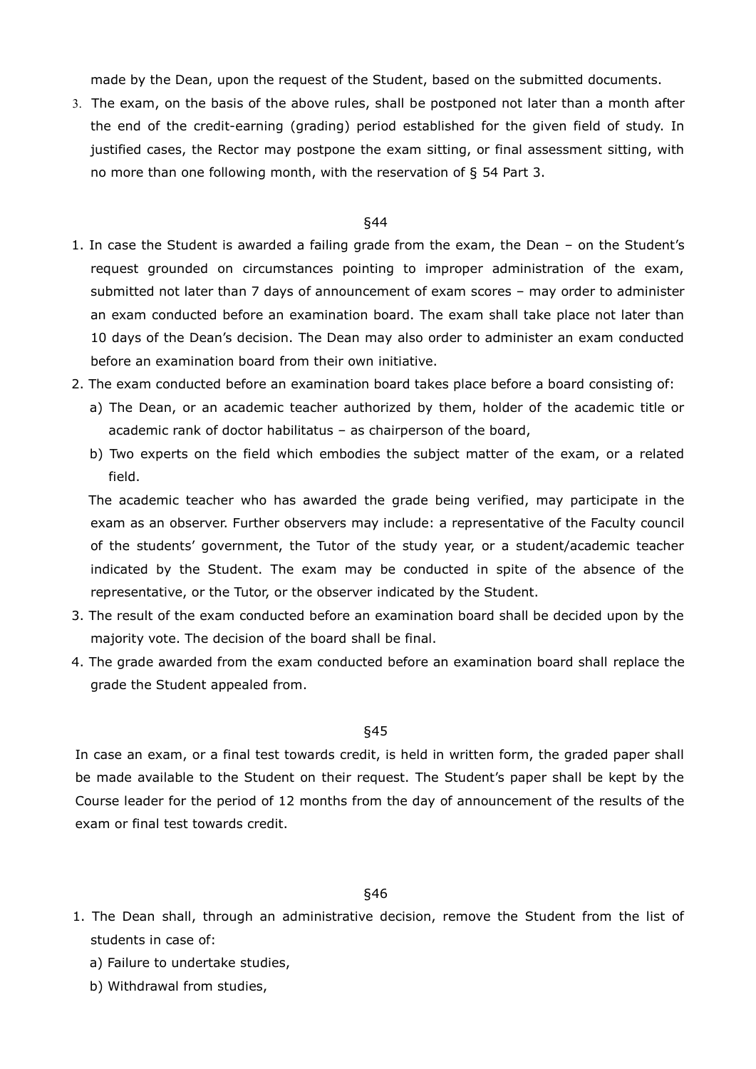made by the Dean, upon the request of the Student, based on the submitted documents.

3. The exam, on the basis of the above rules, shall be postponed not later than a month after the end of the credit-earning (grading) period established for the given field of study. In justified cases, the Rector may postpone the exam sitting, or final assessment sitting, with no more than one following month, with the reservation of § 54 Part 3.

§44

1. In case the Student is awarded a failing grade from the exam, the Dean – on the Student's request grounded on circumstances pointing to improper administration of the exam, submitted not later than 7 days of announcement of exam scores – may order to administer an exam conducted before an examination board. The exam shall take place not later than 10 days of the Dean's decision. The Dean may also order to administer an exam conducted before an examination board from their own initiative.
2. The exam conducted before an examination board takes place before a board consisting of:
   a) The Dean, or an academic teacher authorized by them, holder of the academic title or academic rank of doctor habilitatus – as chairperson of the board,
   b) Two experts on the field which embodies the subject matter of the exam, or a related field.

   The academic teacher who has awarded the grade being verified, may participate in the exam as an observer. Further observers may include: a representative of the Faculty council of the students' government, the Tutor of the study year, or a student/academic teacher indicated by the Student. The exam may be conducted in spite of the absence of the representative, or the Tutor, or the observer indicated by the Student.
3. The result of the exam conducted before an examination board shall be decided upon by the majority vote. The decision of the board shall be final.
4. The grade awarded from the exam conducted before an examination board shall replace the grade the Student appealed from.

§45

In case an exam, or a final test towards credit, is held in written form, the graded paper shall be made available to the Student on their request. The Student's paper shall be kept by the Course leader for the period of 12 months from the day of announcement of the results of the exam or final test towards credit.

§46

1. The Dean shall, through an administrative decision, remove the Student from the list of students in case of:
   a) Failure to undertake studies,
   b) Withdrawal from studies,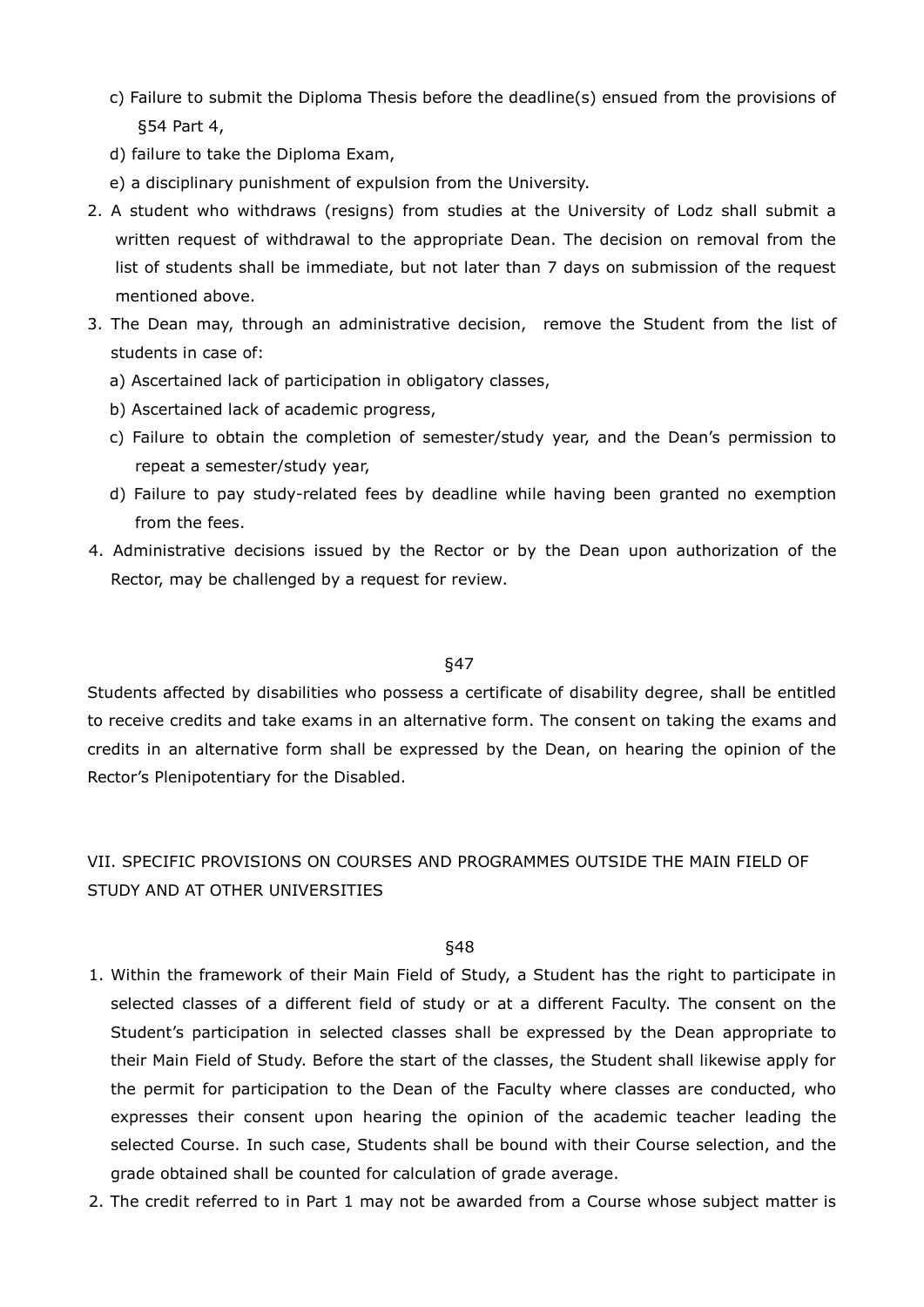c) Failure to submit the Diploma Thesis before the deadline(s) ensued from the provisions of §54 Part 4,

d) failure to take the Diploma Exam,

e) a disciplinary punishment of expulsion from the University.

2. A student who withdraws (resigns) from studies at the University of Lodz shall submit a written request of withdrawal to the appropriate Dean. The decision on removal from the list of students shall be immediate, but not later than 7 days on submission of the request mentioned above.
3. The Dean may, through an administrative decision, remove the Student from the list of students in case of:
   a) Ascertained lack of participation in obligatory classes,
   b) Ascertained lack of academic progress,
   c) Failure to obtain the completion of semester/study year, and the Dean's permission to repeat a semester/study year,
   d) Failure to pay study-related fees by deadline while having been granted no exemption from the fees.
4. Administrative decisions issued by the Rector or by the Dean upon authorization of the Rector, may be challenged by a request for review.

§47

Students affected by disabilities who possess a certificate of disability degree, shall be entitled to receive credits and take exams in an alternative form. The consent on taking the exams and credits in an alternative form shall be expressed by the Dean, on hearing the opinion of the Rector's Plenipotentiary for the Disabled.

## VII. SPECIFIC PROVISIONS ON COURSES AND PROGRAMMES OUTSIDE THE MAIN FIELD OF STUDY AND AT OTHER UNIVERSITIES

§48

1. Within the framework of their Main Field of Study, a Student has the right to participate in selected classes of a different field of study or at a different Faculty. The consent on the Student's participation in selected classes shall be expressed by the Dean appropriate to their Main Field of Study. Before the start of the classes, the Student shall likewise apply for the permit for participation to the Dean of the Faculty where classes are conducted, who expresses their consent upon hearing the opinion of the academic teacher leading the selected Course. In such case, Students shall be bound with their Course selection, and the grade obtained shall be counted for calculation of grade average.
2. The credit referred to in Part 1 may not be awarded from a Course whose subject matter is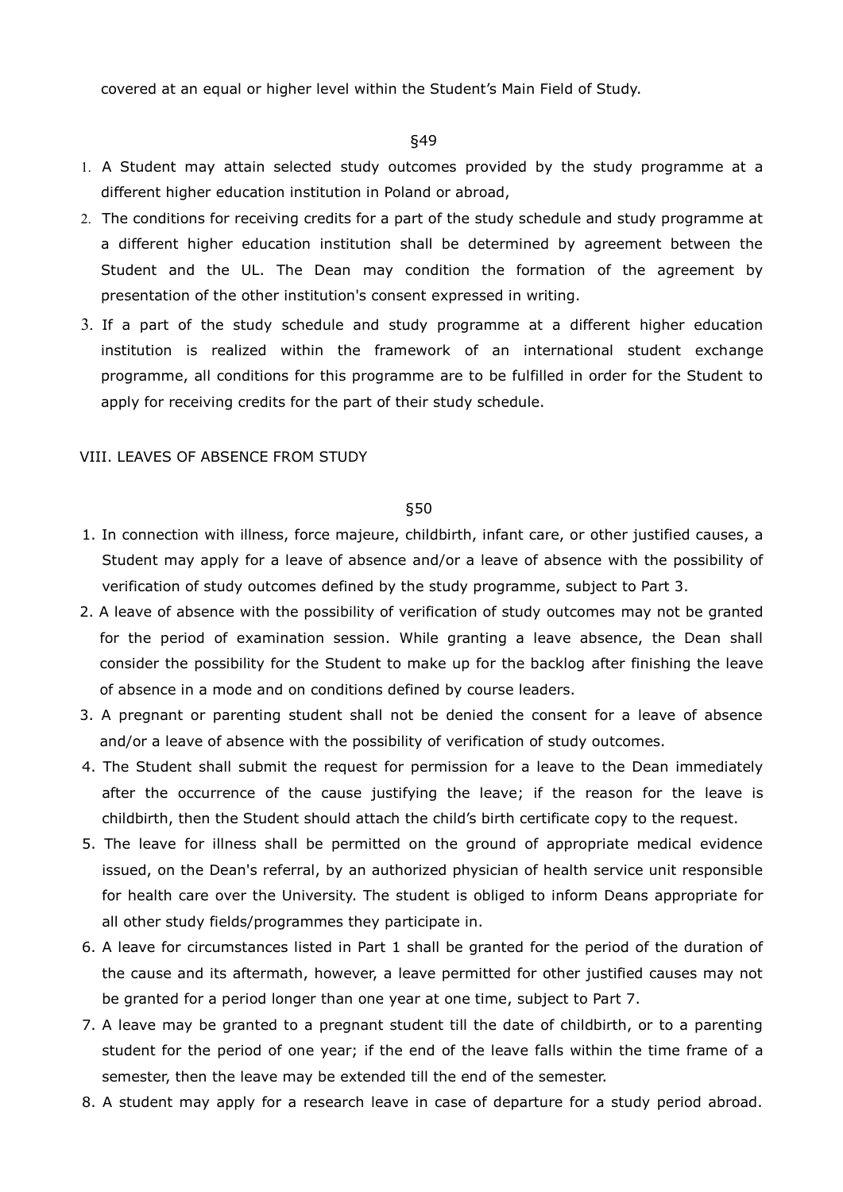covered at an equal or higher level within the Student's Main Field of Study.

§49

1. A Student may attain selected study outcomes provided by the study programme at a different higher education institution in Poland or abroad,
2. The conditions for receiving credits for a part of the study schedule and study programme at a different higher education institution shall be determined by agreement between the Student and the UL. The Dean may condition the formation of the agreement by presentation of the other institution's consent expressed in writing.
3. If a part of the study schedule and study programme at a different higher education institution is realized within the framework of an international student exchange programme, all conditions for this programme are to be fulfilled in order for the Student to apply for receiving credits for the part of their study schedule.

## VIII. LEAVES OF ABSENCE FROM STUDY

§50

1. In connection with illness, force majeure, childbirth, infant care, or other justified causes, a Student may apply for a leave of absence and/or a leave of absence with the possibility of verification of study outcomes defined by the study programme, subject to Part 3.
2. A leave of absence with the possibility of verification of study outcomes may not be granted for the period of examination session. While granting a leave absence, the Dean shall consider the possibility for the Student to make up for the backlog after finishing the leave of absence in a mode and on conditions defined by course leaders.
3. A pregnant or parenting student shall not be denied the consent for a leave of absence and/or a leave of absence with the possibility of verification of study outcomes.
4. The Student shall submit the request for permission for a leave to the Dean immediately after the occurrence of the cause justifying the leave; if the reason for the leave is childbirth, then the Student should attach the child's birth certificate copy to the request.
5. The leave for illness shall be permitted on the ground of appropriate medical evidence issued, on the Dean's referral, by an authorized physician of health service unit responsible for health care over the University. The student is obliged to inform Deans appropriate for all other study fields/programmes they participate in.
6. A leave for circumstances listed in Part 1 shall be granted for the period of the duration of the cause and its aftermath, however, a leave permitted for other justified causes may not be granted for a period longer than one year at one time, subject to Part 7.
7. A leave may be granted to a pregnant student till the date of childbirth, or to a parenting student for the period of one year; if the end of the leave falls within the time frame of a semester, then the leave may be extended till the end of the semester.
8. A student may apply for a research leave in case of departure for a study period abroad.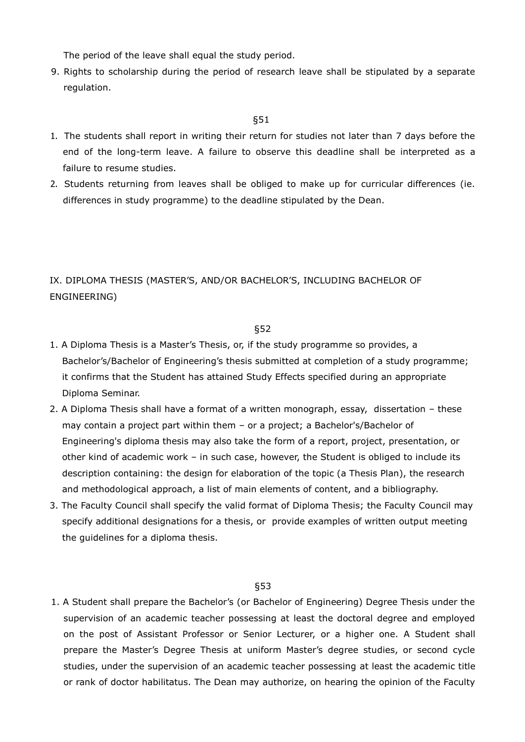The period of the leave shall equal the study period.

9. Rights to scholarship during the period of research leave shall be stipulated by a separate regulation.

§51

1. The students shall report in writing their return for studies not later than 7 days before the end of the long-term leave. A failure to observe this deadline shall be interpreted as a failure to resume studies.
2. Students returning from leaves shall be obliged to make up for curricular differences (ie. differences in study programme) to the deadline stipulated by the Dean.

## IX. DIPLOMA THESIS (MASTER'S, AND/OR BACHELOR'S, INCLUDING BACHELOR OF ENGINEERING)

§52

1. A Diploma Thesis is a Master's Thesis, or, if the study programme so provides, a Bachelor's/Bachelor of Engineering's thesis submitted at completion of a study programme; it confirms that the Student has attained Study Effects specified during an appropriate Diploma Seminar.
2. A Diploma Thesis shall have a format of a written monograph, essay, dissertation – these may contain a project part within them – or a project; a Bachelor's/Bachelor of Engineering's diploma thesis may also take the form of a report, project, presentation, or other kind of academic work – in such case, however, the Student is obliged to include its description containing: the design for elaboration of the topic (a Thesis Plan), the research and methodological approach, a list of main elements of content, and a bibliography.
3. The Faculty Council shall specify the valid format of Diploma Thesis; the Faculty Council may specify additional designations for a thesis, or provide examples of written output meeting the guidelines for a diploma thesis.

§53

1. A Student shall prepare the Bachelor's (or Bachelor of Engineering) Degree Thesis under the supervision of an academic teacher possessing at least the doctoral degree and employed on the post of Assistant Professor or Senior Lecturer, or a higher one. A Student shall prepare the Master's Degree Thesis at uniform Master's degree studies, or second cycle studies, under the supervision of an academic teacher possessing at least the academic title or rank of doctor habilitatus. The Dean may authorize, on hearing the opinion of the Faculty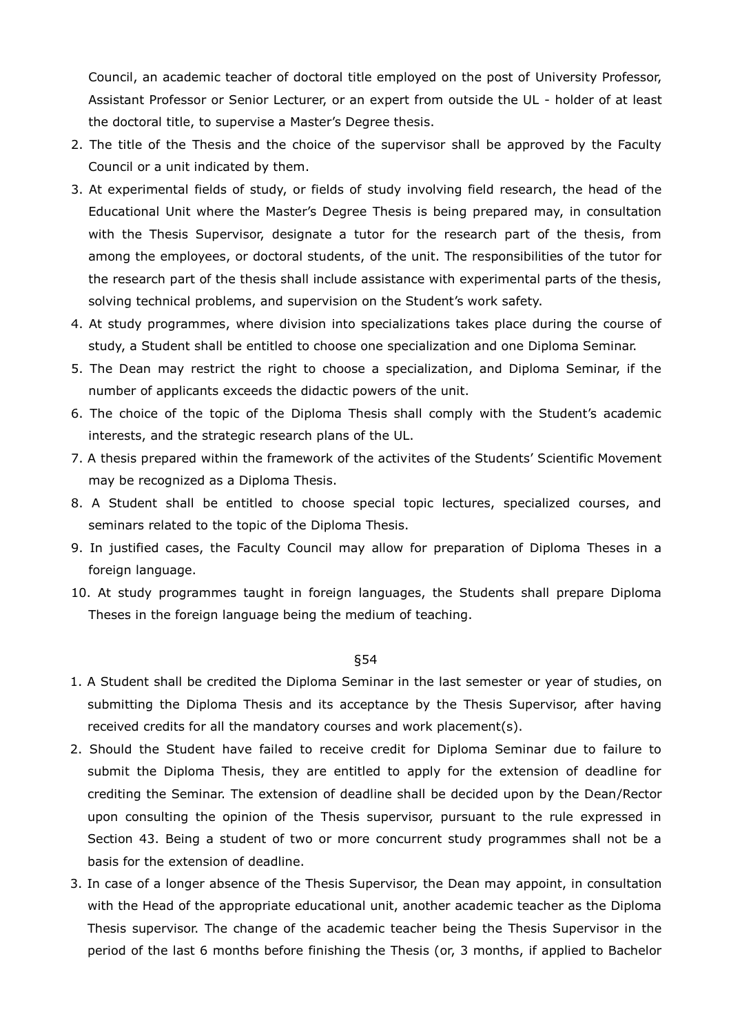Council, an academic teacher of doctoral title employed on the post of University Professor, Assistant Professor or Senior Lecturer, or an expert from outside the UL - holder of at least the doctoral title, to supervise a Master's Degree thesis.

2. The title of the Thesis and the choice of the supervisor shall be approved by the Faculty Council or a unit indicated by them.
3. At experimental fields of study, or fields of study involving field research, the head of the Educational Unit where the Master's Degree Thesis is being prepared may, in consultation with the Thesis Supervisor, designate a tutor for the research part of the thesis, from among the employees, or doctoral students, of the unit. The responsibilities of the tutor for the research part of the thesis shall include assistance with experimental parts of the thesis, solving technical problems, and supervision on the Student's work safety.
4. At study programmes, where division into specializations takes place during the course of study, a Student shall be entitled to choose one specialization and one Diploma Seminar.
5. The Dean may restrict the right to choose a specialization, and Diploma Seminar, if the number of applicants exceeds the didactic powers of the unit.
6. The choice of the topic of the Diploma Thesis shall comply with the Student's academic interests, and the strategic research plans of the UL.
7. A thesis prepared within the framework of the activites of the Students' Scientific Movement may be recognized as a Diploma Thesis.
8. A Student shall be entitled to choose special topic lectures, specialized courses, and seminars related to the topic of the Diploma Thesis.
9. In justified cases, the Faculty Council may allow for preparation of Diploma Theses in a foreign language.
10. At study programmes taught in foreign languages, the Students shall prepare Diploma Theses in the foreign language being the medium of teaching.

§54

1. A Student shall be credited the Diploma Seminar in the last semester or year of studies, on submitting the Diploma Thesis and its acceptance by the Thesis Supervisor, after having received credits for all the mandatory courses and work placement(s).
2. Should the Student have failed to receive credit for Diploma Seminar due to failure to submit the Diploma Thesis, they are entitled to apply for the extension of deadline for crediting the Seminar. The extension of deadline shall be decided upon by the Dean/Rector upon consulting the opinion of the Thesis supervisor, pursuant to the rule expressed in Section 43. Being a student of two or more concurrent study programmes shall not be a basis for the extension of deadline.
3. In case of a longer absence of the Thesis Supervisor, the Dean may appoint, in consultation with the Head of the appropriate educational unit, another academic teacher as the Diploma Thesis supervisor. The change of the academic teacher being the Thesis Supervisor in the period of the last 6 months before finishing the Thesis (or, 3 months, if applied to Bachelor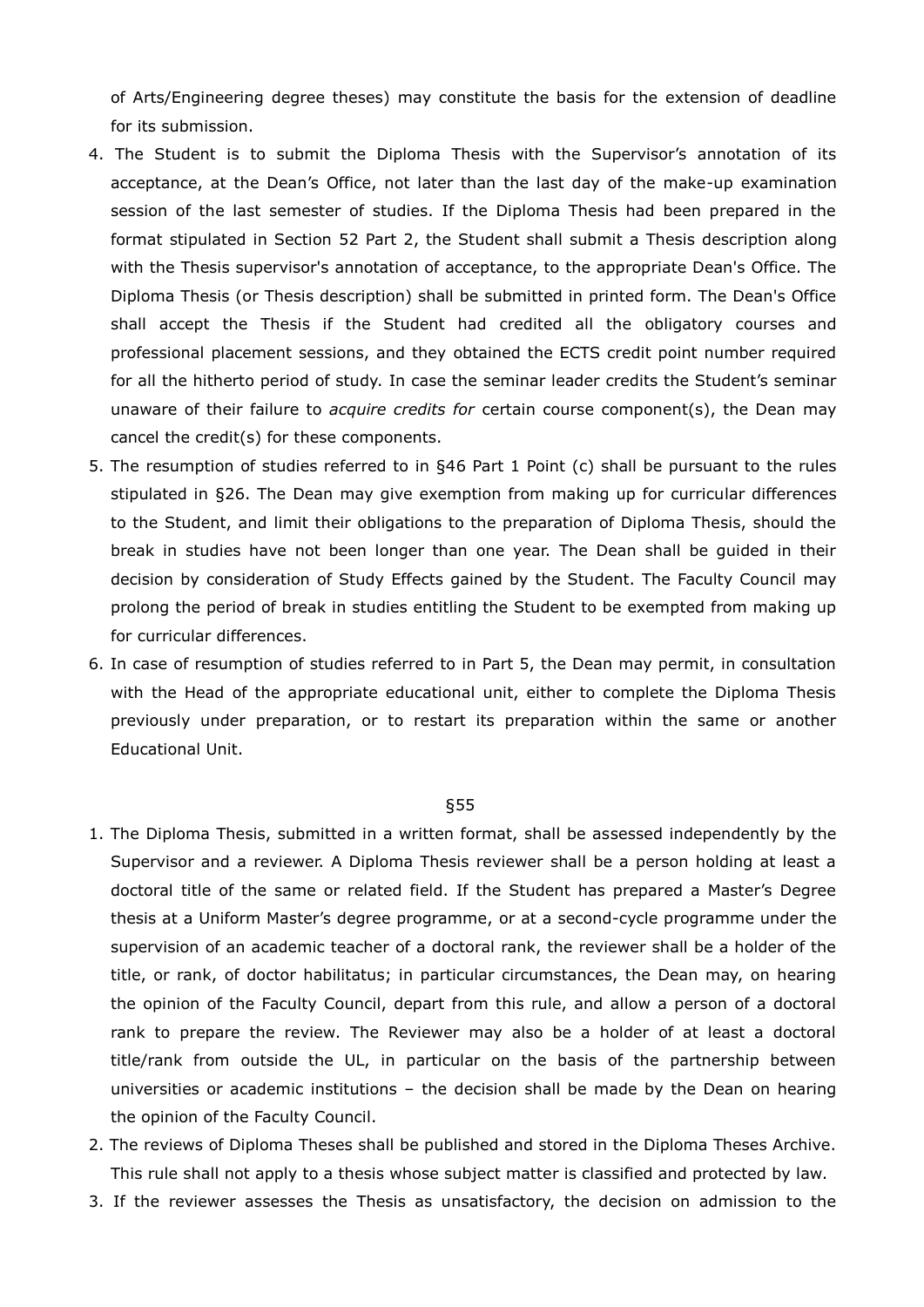of Arts/Engineering degree theses) may constitute the basis for the extension of deadline for its submission.

4. The Student is to submit the Diploma Thesis with the Supervisor's annotation of its acceptance, at the Dean's Office, not later than the last day of the make-up examination session of the last semester of studies. If the Diploma Thesis had been prepared in the format stipulated in Section 52 Part 2, the Student shall submit a Thesis description along with the Thesis supervisor's annotation of acceptance, to the appropriate Dean's Office. The Diploma Thesis (or Thesis description) shall be submitted in printed form. The Dean's Office shall accept the Thesis if the Student had credited all the obligatory courses and professional placement sessions, and they obtained the ECTS credit point number required for all the hitherto period of study. In case the seminar leader credits the Student's seminar unaware of their failure to *acquire credits for* certain course component(s), the Dean may cancel the credit(s) for these components.
5. The resumption of studies referred to in §46 Part 1 Point (c) shall be pursuant to the rules stipulated in §26. The Dean may give exemption from making up for curricular differences to the Student, and limit their obligations to the preparation of Diploma Thesis, should the break in studies have not been longer than one year. The Dean shall be guided in their decision by consideration of Study Effects gained by the Student. The Faculty Council may prolong the period of break in studies entitling the Student to be exempted from making up for curricular differences.
6. In case of resumption of studies referred to in Part 5, the Dean may permit, in consultation with the Head of the appropriate educational unit, either to complete the Diploma Thesis previously under preparation, or to restart its preparation within the same or another Educational Unit.

§55

1. The Diploma Thesis, submitted in a written format, shall be assessed independently by the Supervisor and a reviewer. A Diploma Thesis reviewer shall be a person holding at least a doctoral title of the same or related field. If the Student has prepared a Master's Degree thesis at a Uniform Master's degree programme, or at a second-cycle programme under the supervision of an academic teacher of a doctoral rank, the reviewer shall be a holder of the title, or rank, of doctor habilitatus; in particular circumstances, the Dean may, on hearing the opinion of the Faculty Council, depart from this rule, and allow a person of a doctoral rank to prepare the review. The Reviewer may also be a holder of at least a doctoral title/rank from outside the UL, in particular on the basis of the partnership between universities or academic institutions – the decision shall be made by the Dean on hearing the opinion of the Faculty Council.
2. The reviews of Diploma Theses shall be published and stored in the Diploma Theses Archive. This rule shall not apply to a thesis whose subject matter is classified and protected by law.
3. If the reviewer assesses the Thesis as unsatisfactory, the decision on admission to the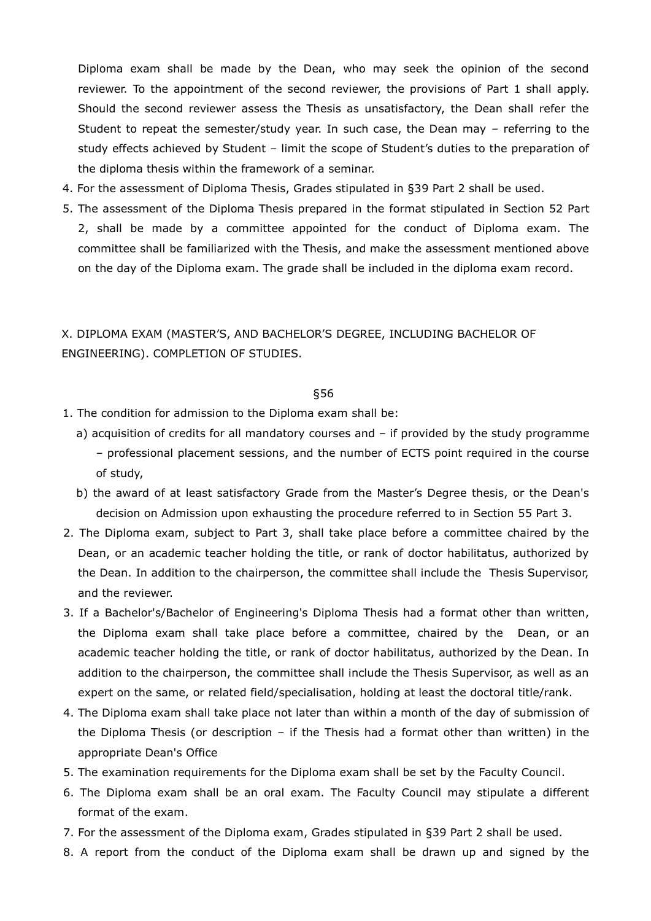Diploma exam shall be made by the Dean, who may seek the opinion of the second reviewer. To the appointment of the second reviewer, the provisions of Part 1 shall apply. Should the second reviewer assess the Thesis as unsatisfactory, the Dean shall refer the Student to repeat the semester/study year. In such case, the Dean may – referring to the study effects achieved by Student – limit the scope of Student's duties to the preparation of the diploma thesis within the framework of a seminar.

4. For the assessment of Diploma Thesis, Grades stipulated in §39 Part 2 shall be used.
5. The assessment of the Diploma Thesis prepared in the format stipulated in Section 52 Part 2, shall be made by a committee appointed for the conduct of Diploma exam. The committee shall be familiarized with the Thesis, and make the assessment mentioned above on the day of the Diploma exam. The grade shall be included in the diploma exam record.

## X. DIPLOMA EXAM (MASTER'S, AND BACHELOR'S DEGREE, INCLUDING BACHELOR OF ENGINEERING). COMPLETION OF STUDIES.

§56

1. The condition for admission to the Diploma exam shall be:
   a) acquisition of credits for all mandatory courses and – if provided by the study programme – professional placement sessions, and the number of ECTS point required in the course of study,
   b) the award of at least satisfactory Grade from the Master's Degree thesis, or the Dean's decision on Admission upon exhausting the procedure referred to in Section 55 Part 3.
2. The Diploma exam, subject to Part 3, shall take place before a committee chaired by the Dean, or an academic teacher holding the title, or rank of doctor habilitatus, authorized by the Dean. In addition to the chairperson, the committee shall include the Thesis Supervisor, and the reviewer.
3. If a Bachelor's/Bachelor of Engineering's Diploma Thesis had a format other than written, the Diploma exam shall take place before a committee, chaired by the Dean, or an academic teacher holding the title, or rank of doctor habilitatus, authorized by the Dean. In addition to the chairperson, the committee shall include the Thesis Supervisor, as well as an expert on the same, or related field/specialisation, holding at least the doctoral title/rank.
4. The Diploma exam shall take place not later than within a month of the day of submission of the Diploma Thesis (or description – if the Thesis had a format other than written) in the appropriate Dean's Office
5. The examination requirements for the Diploma exam shall be set by the Faculty Council.
6. The Diploma exam shall be an oral exam. The Faculty Council may stipulate a different format of the exam.
7. For the assessment of the Diploma exam, Grades stipulated in §39 Part 2 shall be used.
8. A report from the conduct of the Diploma exam shall be drawn up and signed by the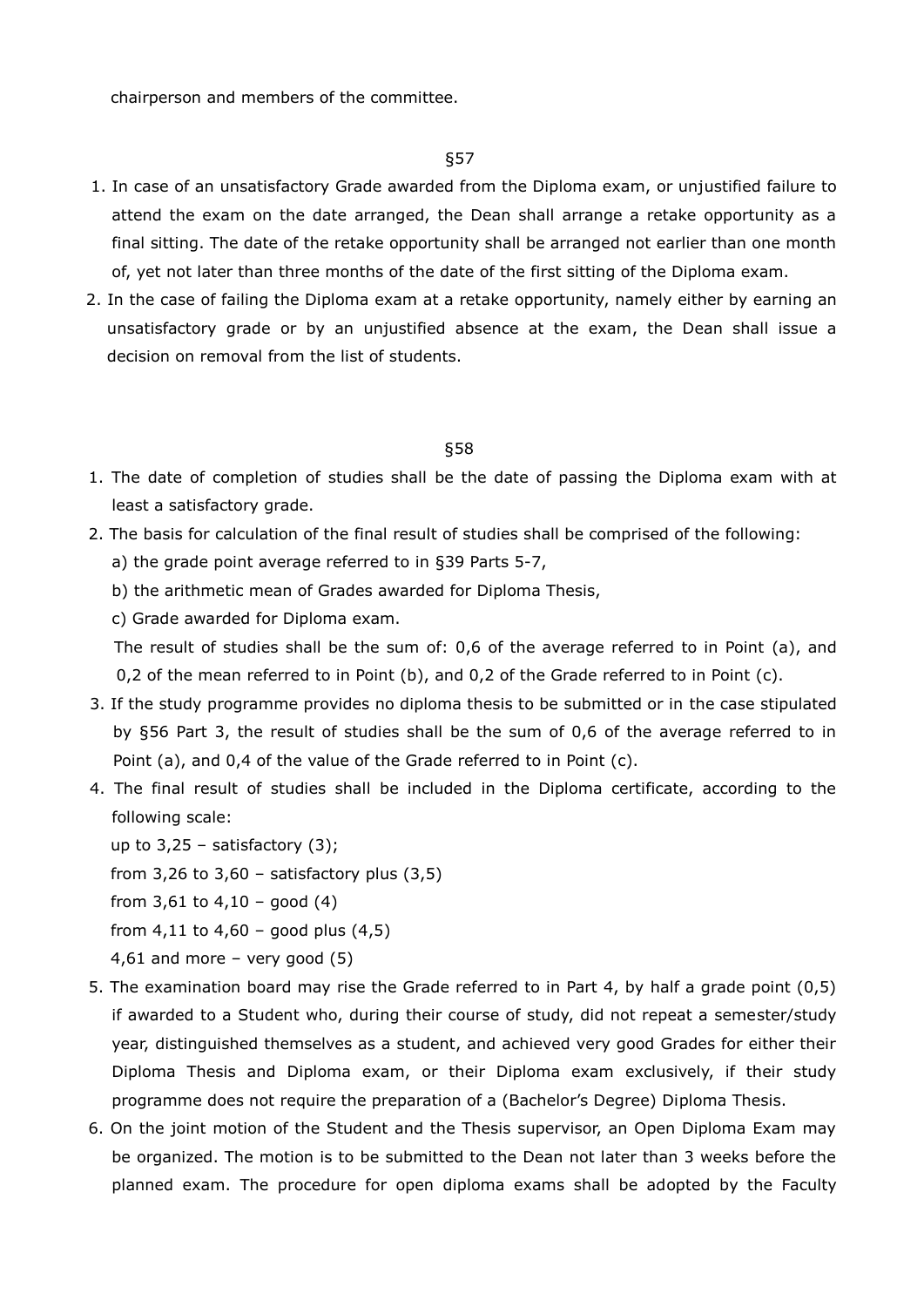chairperson and members of the committee.

## §57

1. In case of an unsatisfactory Grade awarded from the Diploma exam, or unjustified failure to attend the exam on the date arranged, the Dean shall arrange a retake opportunity as a final sitting. The date of the retake opportunity shall be arranged not earlier than one month of, yet not later than three months of the date of the first sitting of the Diploma exam.
2. In the case of failing the Diploma exam at a retake opportunity, namely either by earning an unsatisfactory grade or by an unjustified absence at the exam, the Dean shall issue a decision on removal from the list of students.

## §58

1. The date of completion of studies shall be the date of passing the Diploma exam with at least a satisfactory grade.
2. The basis for calculation of the final result of studies shall be comprised of the following:
   a) the grade point average referred to in §39 Parts 5-7,
   b) the arithmetic mean of Grades awarded for Diploma Thesis,
   c) Grade awarded for Diploma exam.

   The result of studies shall be the sum of: 0,6 of the average referred to in Point (a), and 0,2 of the mean referred to in Point (b), and 0,2 of the Grade referred to in Point (c).
3. If the study programme provides no diploma thesis to be submitted or in the case stipulated by §56 Part 3, the result of studies shall be the sum of 0,6 of the average referred to in Point (a), and 0,4 of the value of the Grade referred to in Point (c).
4. The final result of studies shall be included in the Diploma certificate, according to the following scale:

   up to 3,25 – satisfactory (3);
   from 3,26 to 3,60 – satisfactory plus (3,5)
   from 3,61 to 4,10 – good (4)
   from 4,11 to 4,60 – good plus (4,5)
   4,61 and more – very good (5)
5. The examination board may rise the Grade referred to in Part 4, by half a grade point (0,5) if awarded to a Student who, during their course of study, did not repeat a semester/study year, distinguished themselves as a student, and achieved very good Grades for either their Diploma Thesis and Diploma exam, or their Diploma exam exclusively, if their study programme does not require the preparation of a (Bachelor's Degree) Diploma Thesis.
6. On the joint motion of the Student and the Thesis supervisor, an Open Diploma Exam may be organized. The motion is to be submitted to the Dean not later than 3 weeks before the planned exam. The procedure for open diploma exams shall be adopted by the Faculty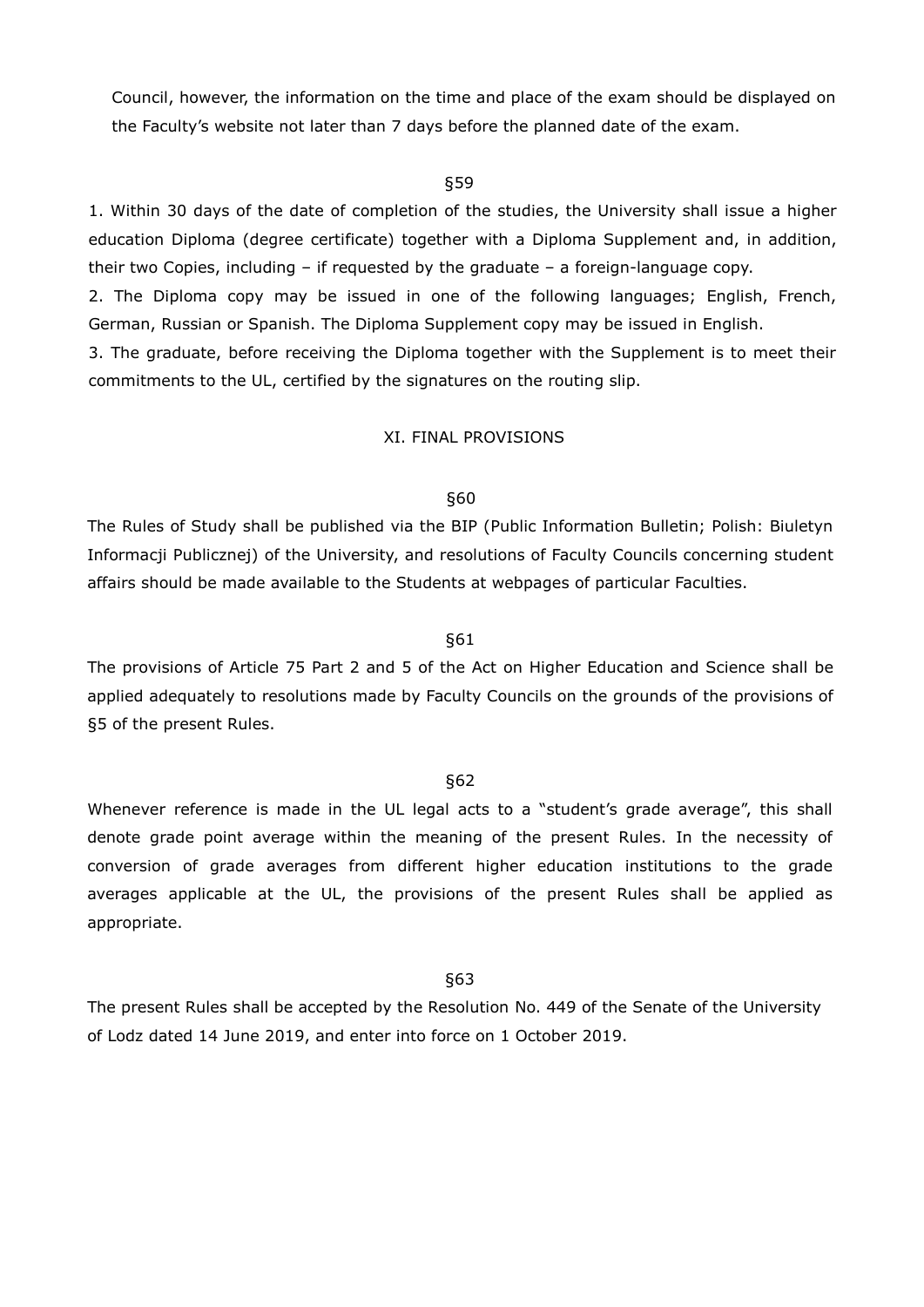Council, however, the information on the time and place of the exam should be displayed on the Faculty's website not later than 7 days before the planned date of the exam.

§59

1. Within 30 days of the date of completion of the studies, the University shall issue a higher education Diploma (degree certificate) together with a Diploma Supplement and, in addition, their two Copies, including – if requested by the graduate – a foreign-language copy.
2. The Diploma copy may be issued in one of the following languages; English, French, German, Russian or Spanish. The Diploma Supplement copy may be issued in English.
3. The graduate, before receiving the Diploma together with the Supplement is to meet their commitments to the UL, certified by the signatures on the routing slip.

## XI. FINAL PROVISIONS

§60

The Rules of Study shall be published via the BIP (Public Information Bulletin; Polish: Biuletyn Informacji Publicznej) of the University, and resolutions of Faculty Councils concerning student affairs should be made available to the Students at webpages of particular Faculties.

§61

The provisions of Article 75 Part 2 and 5 of the Act on Higher Education and Science shall be applied adequately to resolutions made by Faculty Councils on the grounds of the provisions of §5 of the present Rules.

§62

Whenever reference is made in the UL legal acts to a "student's grade average", this shall denote grade point average within the meaning of the present Rules. In the necessity of conversion of grade averages from different higher education institutions to the grade averages applicable at the UL, the provisions of the present Rules shall be applied as appropriate.

§63

The present Rules shall be accepted by the Resolution No. 449 of the Senate of the University of Lodz dated 14 June 2019, and enter into force on 1 October 2019.